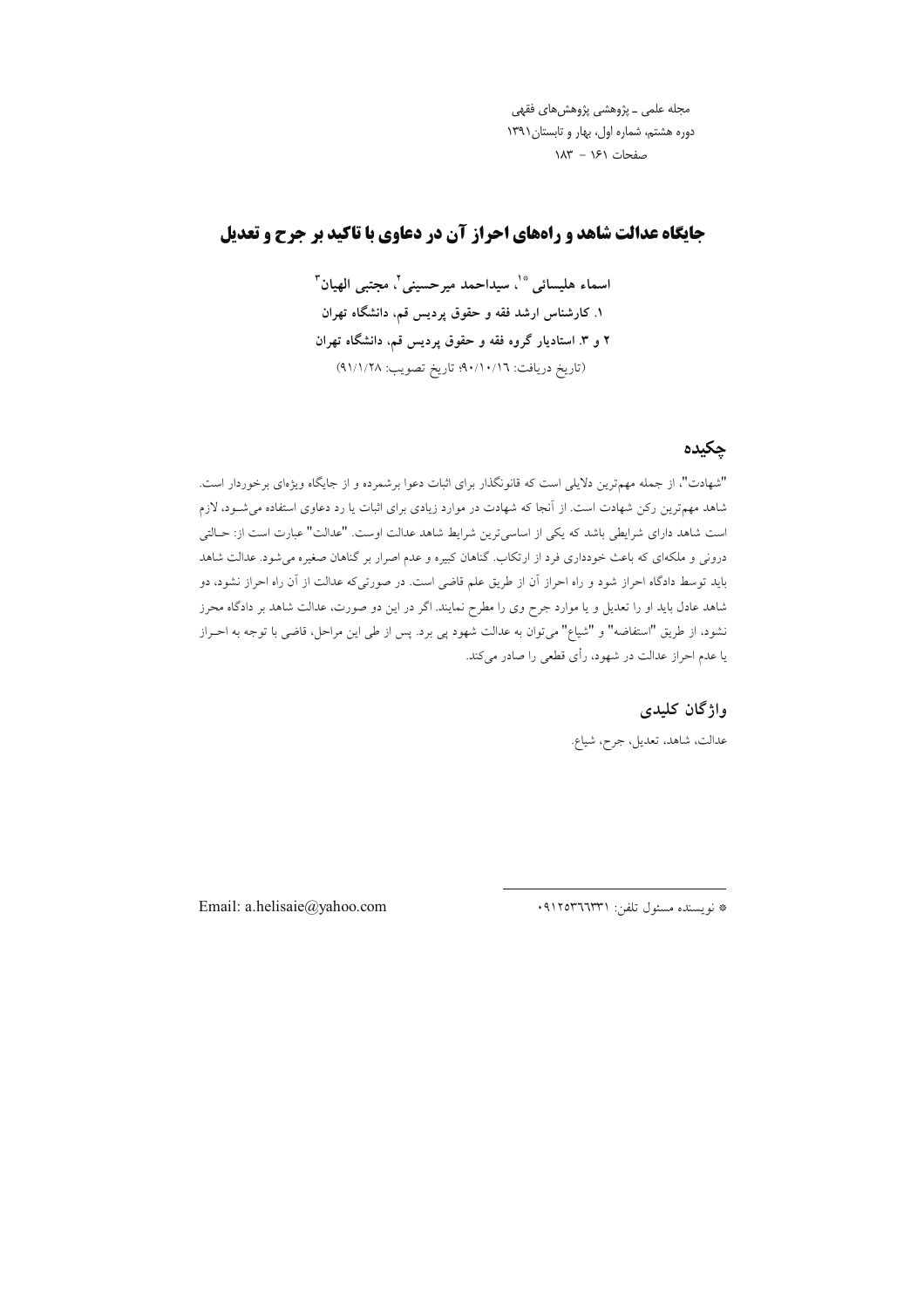# جایگاه عدالت شاهد و راه‌های احراز آن در دعاوی با تاکید بر جرح و تعدیل

**اسماء هلیسائی [*1]، سیداحمد میرحسینی [2]، مجتبی الهیان [3]**

**۱. کارشناس ارشد فقه و حقوق پردیس قم، دانشگاه تهران**

**۲ و ۳. استادیار گروه فقه و حقوق پردیس قم، دانشگاه تهران**

(تاریخ دریافت: ۹۰/۱۰/۱۶؛ تاریخ تصویب: ۹۱/۱/۲۸)

## چکیده

"شهادت"، از جمله مهم‌ترین دلایلی است که قانونگذار برای اثبات دعوا برشمرده و از جایگاه ویژه‌ای برخوردار است. شاهد مهم‌ترین رکن شهادت است. از آنجا که شهادت در موارد زیادی برای اثبات یا رد دعاوی استفاده می‌شود، لازم است شاهد دارای شرایطی باشد که یکی از اساسی‌ترین شرایط شاهد عدالت اوست. "عدالت" عبارت است از: حالتی درونی و ملکه‌ای که باعث خودداری فرد از ارتکاب. گناهان کبیره و عدم اصرار بر گناهان صغیره می‌شود. عدالت شاهد باید توسط دادگاه احراز شود و راه احراز آن از طریق علم قاضی است. در صورتی‌که عدالت از آن راه احراز نشود، دو شاهد عادل باید او را تعدیل و یا موارد جرح وی را مطرح نمایند. اگر در این دو صورت، عدالت شاهد بر دادگاه محرز نشود، از طریق "استفاضه" و "شیاع" می‌توان به عدالت شهود پی برد. پس از طی این مراحل، قاضی با توجه به احراز یا عدم احراز عدالت در شهود، رأی قطعی را صادر می‌کند.

## واژگان کلیدی

عدالت، شاهد، تعدیل، جرح، شیاع.

---

* نویسنده مسئول تلفن: ۰۹۱۲۵۳۶۶۳۳۱

Email: a.helisaie@yahoo.com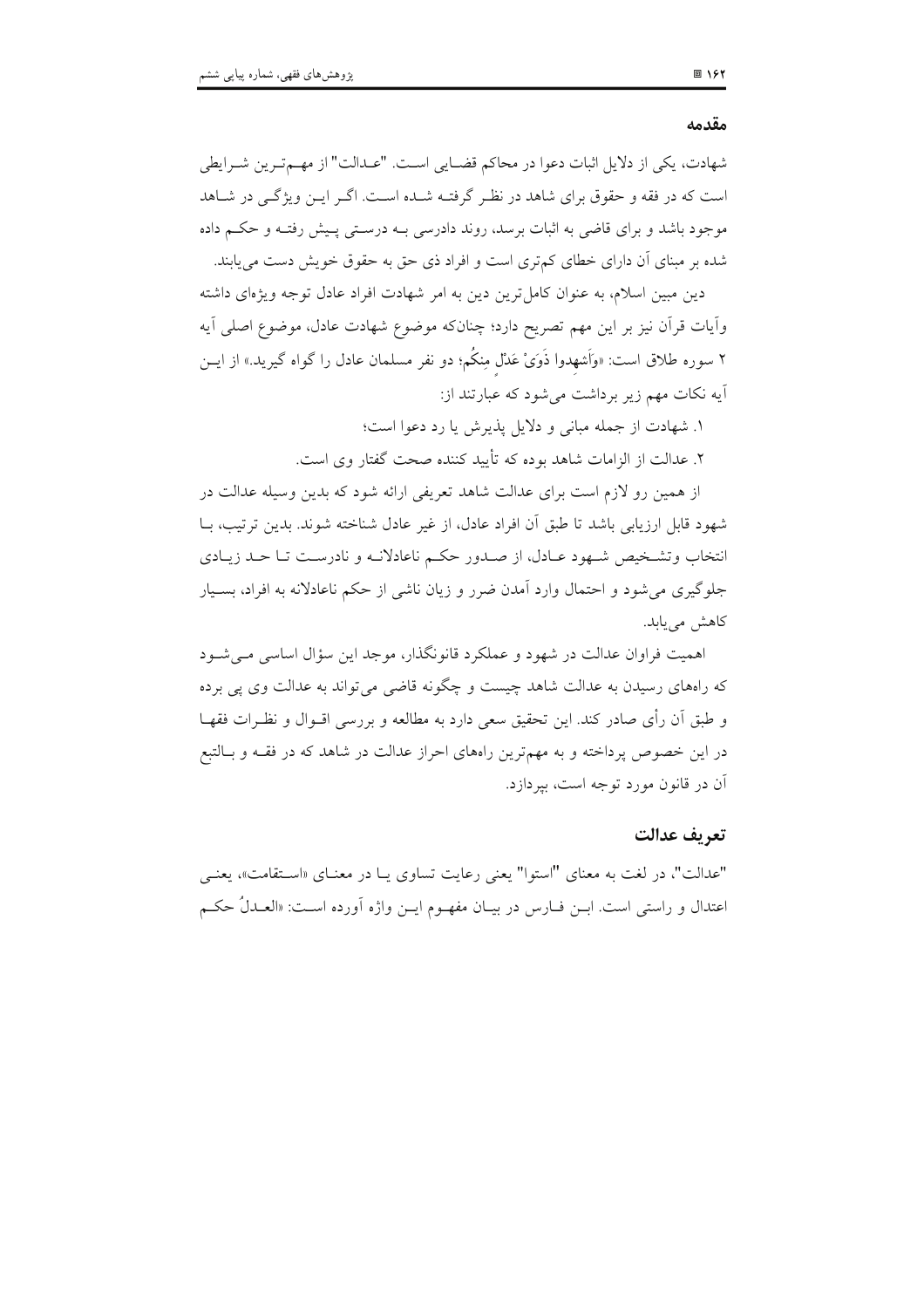## مقدمه

شهادت، یکی از دلایل اثبات دعوا در محاکم قضایی است. "عدالت" از مهم‌ترین شرایطی است که در فقه و حقوق برای شاهد در نظر گرفته شده است. اگر این ویژگی در شاهد موجود باشد و برای قاضی به اثبات برسد، روند دادرسی به درستی پیش رفته و حکم داده شده بر مبنای آن دارای خطای کم‌تری است و افراد ذی حق به حقوق خویش دست می‌یابند.

دین مبین اسلام، به عنوان کامل‌ترین دین به امر شهادت افراد عادل توجه ویژه‌ای داشته وآیات قرآن نیز بر این مهم تصریح دارد؛ چنان‌که موضوع شهادت عادل، موضوع اصلی آیه ۲ سوره طلاق است: «وَأَشهِدوا ذَوَیْ عَدْلٍ مِنکُم؛ دو نفر مسلمان عادل را گواه گیرید.» از این آیه نکات مهم زیر برداشت می‌شود که عبارتند از:

۱. شهادت از جمله مبانی و دلایل پذیرش یا رد دعوا است؛

۲. عدالت از الزامات شاهد بوده که تأیید کننده صحت گفتار وی است.

از همین رو لازم است برای عدالت شاهد تعریفی ارائه شود که بدین وسیله عدالت در شهود قابل ارزیابی باشد تا طبق آن افراد عادل، از غیر عادل شناخته شوند. بدین ترتیب، با انتخاب وتشخیص شهود عادل، از صدور حکم ناعادلانه و نادرست تا حد زیادی جلوگیری می‌شود و احتمال وارد آمدن ضرر و زیان ناشی از حکم ناعادلانه به افراد، بسیار کاهش می‌یابد.

اهمیت فراوان عدالت در شهود و عملکرد قانونگذار، موجد این سؤال اساسی می‌شود که راه‌های رسیدن به عدالت شاهد چیست و چگونه قاضی می‌تواند به عدالت وی پی برده و طبق آن رأی صادر کند. این تحقیق سعی دارد به مطالعه و بررسی اقوال و نظرات فقها در این خصوص پرداخته و به مهم‌ترین راه‌های احراز عدالت در شاهد که در فقه و بالتبع آن در قانون مورد توجه است، بپردازد.

## تعریف عدالت

"عدالت"، در لغت به معنای "استوا" یعنی رعایت تساوی یا در معنای «استقامت»، یعنی اعتدال و راستی است. ابن فارس در بیان مفهوم این واژه آورده است: «العدلُ حکم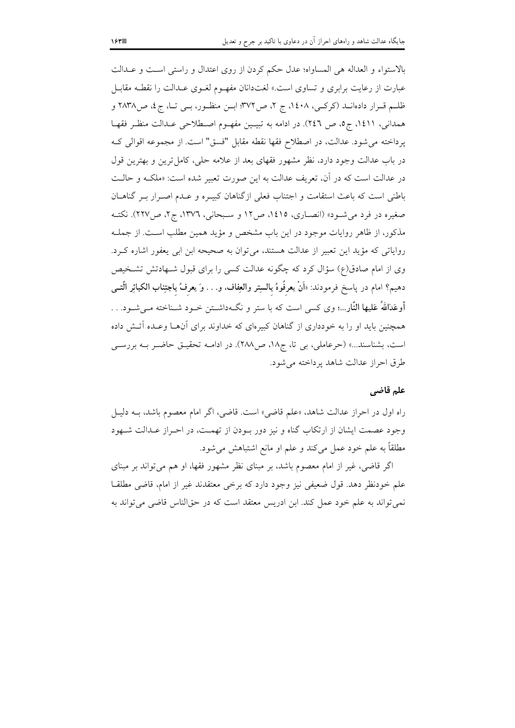بالاستواء و العداله هی المساواه؛ عدل حکم کردن از روی اعتدال و راستی است و عدالت عبارت از رعایت برابری و تساوی است.» لغت‌دانان مفهوم لغوی عدالت را نقطه مقابل ظلم قرار داده‌اند (کرکی، ۱٤۰۸، ج ۲، ص۳۷۲؛ ابن منظور، بی تا، ج٤، ص۲۸۳۸ و همدانی، ۱٤۱۱، ج٥، ص ۲٤٦). در ادامه به تبیین مفهوم اصطلاحی عدالت منظر فقها پرداخته می‌شود. عدالت، در اصطلاح فقها نقطه مقابل "فسق" است. از مجموعه اقوالی که در باب عدالت وجود دارد، نظر مشهور فقهای بعد از علامه حلی، کامل‌ترین و بهترین قول در عدالت است که در آن، تعریف عدالت به این صورت تعبیر شده است: «ملکه و حالت باطنی است که باعث استقامت و اجتناب فعلی ازگناهان کبیره و عدم اصرار بر گناهان صغیره در فرد می‌شود» (انصاری، ۱٤۱٥، ص۱۲ و سبحانی، ۱۳۷٦، ج۲، ص۲۲۷). نکته مذکور، از ظاهر روایات موجود در این باب مشخص و مؤید همین مطلب است. از جمله روایاتی که مؤید این تعبیر از عدالت هستند، می‌توان به صحیحه ابن ابی یعفور اشاره کرد. وی از امام صادق(ع) سؤال کرد که چگونه عدالت کسی را برای قبول شهادتش تشخیص دهیم؟ امام در پاسخ فرمودند: «**أَنْ یعرِفُوهُ بِالسِتر والعِفاف، و. . . وَ یعرفُ باجتِناب الکبائِر الّتی أوعَدَاللهُ عَلیها النّار**...؛ وی کسی است که با ستر و نگه‌داشتن خود شناخته می‌شود. . . همچنین باید او را به خودداری از گناهان کبیره‌ای که خداوند برای آن‌ها وعده آتش داده است، بشناسند...» (حرعاملی، بی تا، ج۱۸، ص۲۸۸). در ادامه تحقیق حاضر به بررسی طرق احراز عدالت شاهد پرداخته می‌شود.

## علم قاضی

راه اول در احراز عدالت شاهد، «علم قاضی» است. قاضی، اگر امام معصوم باشد، به دلیل وجود عصمت ایشان از ارتکاب گناه و نیز دور بودن از تهمت، در احراز عدالت شهود مطلقاً به علم خود عمل می‌کند و علم او مانع اشتباهش می‌شود.

اگر قاضی، غیر از امام معصوم باشد، بر مبنای نظر مشهور فقها، او هم می‌تواند بر مبنای علم خودنظر دهد. قول ضعیفی نیز وجود دارد که برخی معتقدند غیر از امام، قاضی مطلقا نمی‌تواند به علم خود عمل کند. ابن ادریس معتقد است که در حق‌الناس قاضی می‌تواند به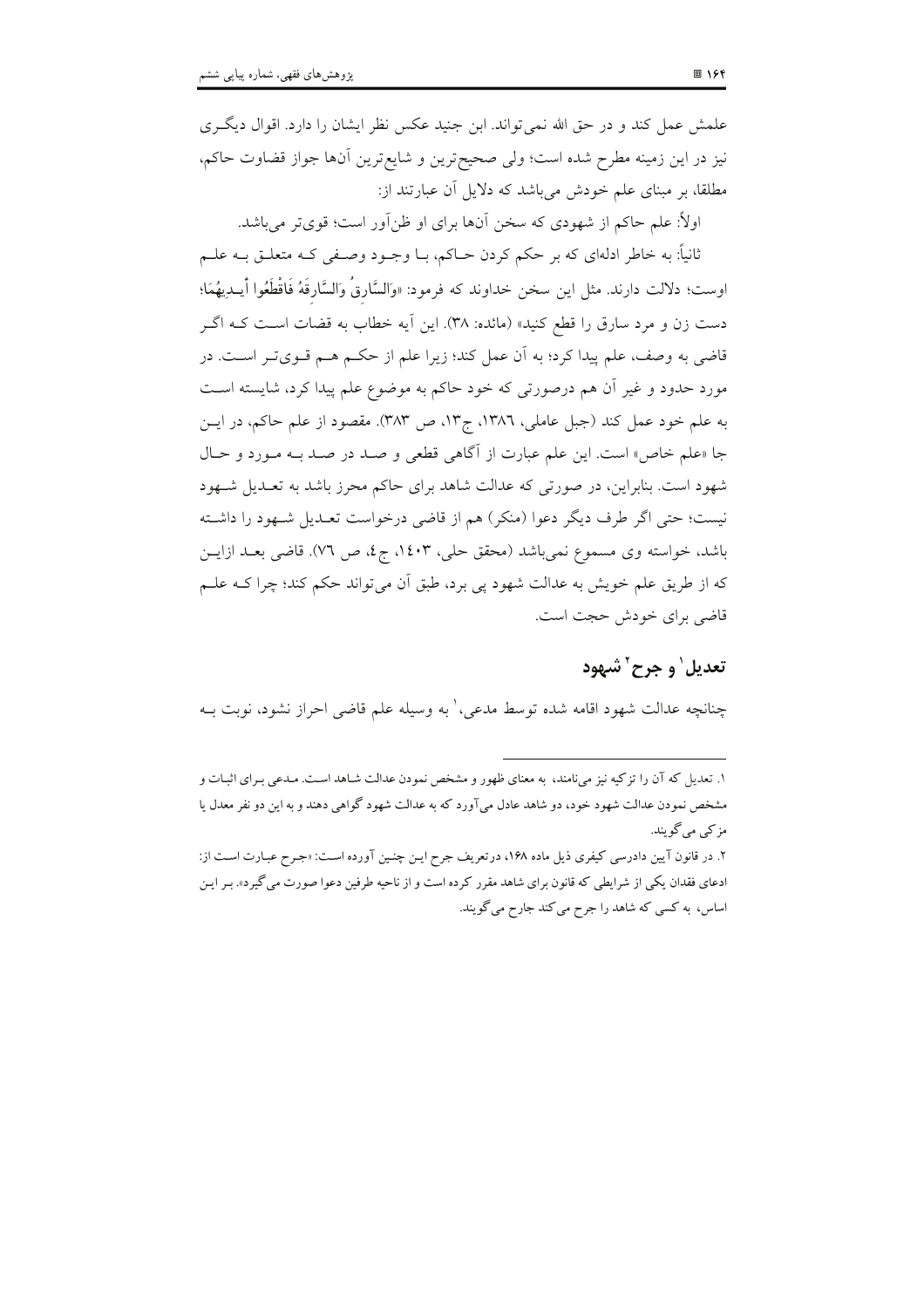علمش عمل کند و در حق الله نمی‌تواند. ابن جنید عکس نظر ایشان را دارد. اقوال دیگری نیز در این زمینه مطرح شده است؛ ولی صحیح‌ترین و شایع‌ترین آن‌ها جواز قضاوت حاکم، مطلقا، بر مبنای علم خودش می‌باشد که دلایل آن عبارتند از:

اولاً: علم حاکم از شهودی که سخن آن‌ها برای او ظن‌آور است؛ قوی‌تر می‌باشد.

ثانیاً: به خاطر ادله‌ای که بر حکم کردن حاکم، با وجود وصفی که متعلق به علم اوست؛ دلالت دارند. مثل این سخن خداوند که فرمود: «وَالسَّارِقُ وَالسَّارِقَةُ فَاقْطَعُوا أَيدِيهُمَا؛ دست زن و مرد سارق را قطع کنید» (مائده: ۳۸). این آیه خطاب به قضات است که اگر قاضی به وصف، علم پیدا کرد؛ به آن عمل کند؛ زیرا علم از حکم هم قوی‌تر است. در مورد حدود و غیر آن هم درصورتی که خود حاکم به موضوع علم پیدا کرد، شایسته است به علم خود عمل کند (جبل عاملی، ۱۳۸٦، ج۱۳، ص ۳۸۳). مقصود از علم حاکم، در این جا «علم خاص» است. این علم عبارت از آگاهی قطعی و صد در صد به مورد و حال شهود است. بنابراین، در صورتی که عدالت شاهد برای حاکم محرز باشد به تعدیل شهود نیست؛ حتی اگر طرف دیگر دعوا (منکر) هم از قاضی درخواست تعدیل شهود را داشته باشد، خواسته وی مسموع نمی‌باشد (محقق حلی، ۱٤۰۳، ج٤، ص ۷٦). قاضی بعد ازاین که از طریق علم خویش به عدالت شهود پی برد، طبق آن می‌تواند حکم کند؛ چرا که علم قاضی برای خودش حجت است.

## تعدیل[1] و جرح[2] شهود

چنانچه عدالت شهود اقامه شده توسط مدعی،[1] به وسیله علم قاضی احراز نشود، نوبت به

---

۱. تعدیل که آن را تزکیه نیز می‌نامند، به معنای ظهور و مشخص نمودن عدالت شاهد است. مدعی برای اثبات و مشخص نمودن عدالت شهود خود، دو شاهد عادل می‌آورد که به عدالت شهود گواهی دهند و به این دو نفر معدل یا مزکی می‌گویند.

۲. در قانون آیین دادرسی کیفری ذیل ماده ۱۶۸، درتعریف جرح این چنین آورده است: «جرح عبارت است از: ادعای فقدان یکی از شرایطی که قانون برای شاهد مقرر کرده است و از ناحیه طرفین دعوا صورت می‌گیرد». بر این اساس، به کسی که شاهد را جرح می‌کند جارح می‌گویند.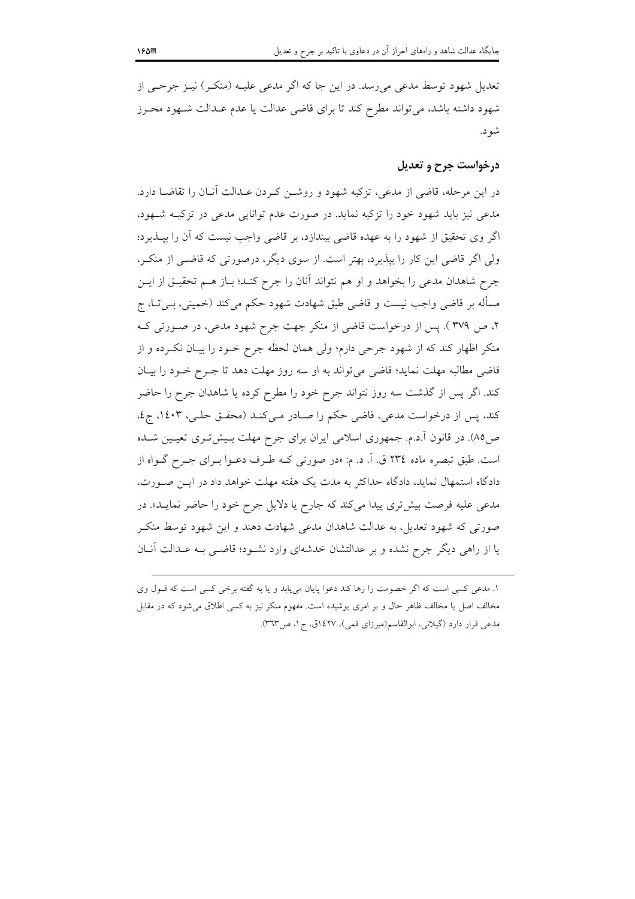تعدیل شهود توسط مدعی می‌رسد. در این جا که اگر مدعی علیه (منکر) نیز جرحی از شهود داشته باشد، می‌تواند مطرح کند تا برای قاضی عدالت یا عدم عدالت شهود محرز شود.

## درخواست جرح و تعدیل

در این مرحله، قاضی از مدعی، تزکیه شهود و روشن کردن عدالت آنان را تقاضا دارد. مدعی نیز باید شهود خود را تزکیه نماید. در صورت عدم توانایی مدعی در تزکیه شهود، اگر وی تحقیق از شهود را به عهده قاضی بیندازد، بر قاضی واجب نیست که آن را بپذیرد؛ ولی اگر قاضی این کار را بپذیرد، بهتر است. از سوی دیگر، درصورتی که قاضی از منکر، جرح شاهدان مدعی را بخواهد و او هم نتواند آنان را جرح کند؛ باز هم تحقیق از این مسأله بر قاضی واجب نیست و قاضی طبق شهادت شهود حکم می‌کند (خمینی، بی‌تا، ج ۲، ص ۳۷۹ ). پس از درخواست قاضی از منکر جهت جرح شهود مدعی، در صورتی که منکر اظهار کند که از شهود جرحی دارم؛ ولی همان لحظه جرح خود را بیان نکرده و از قاضی مطالبه مهلت نماید؛ قاضی می‌تواند به او سه روز مهلت دهد تا جرح خود را بیان کند. اگر پس از گذشت سه روز نتواند جرح خود را مطرح کرده یا شاهدان جرح را حاضر کند، پس از درخواست مدعی، قاضی حکم را صادر می‌کند (محقق حلی، ۱٤۰۳، ج٤، ص۸۵). در قانون آ.د.م. جمهوری اسلامی ایران برای جرح مهلت بیش‌تری تعیین شده است. طبق تبصره ماده ۲۳٤ ق. آ. د. م: «در صورتی که طرف دعوا برای جرح گواه از دادگاه استمهال نماید، دادگاه حداکثر به مدت یک هفته مهلت خواهد داد در این صورت، مدعی علیه فرصت بیش‌تری پیدا می‌کند که جارح یا دلایل جرح خود را حاضر نماید». در صورتی که شهود تعدیل، به عدالت شاهدان مدعی شهادت دهند و این شهود توسط منکر یا از راهی دیگر جرح نشده و بر عدالتشان خدشه‌ای وارد نشود؛ قاضی به عدالت آنان

---

۱. مدعی کسی است که اگر خصومت را رها کند دعوا پایان می‌یابد و یا به گفته برخی کسی است که قول وی مخالف اصل یا مخالف ظاهر حال و بر امری پوشیده است. مفهوم منکر نیز به کسی اطلاق می‌شود که در مقابل مدعی قرار دارد (گیلانی، ابوالقاسم(میرزای قمی)، ۱٤۲۷ق، ج۱، ص۳٦۳).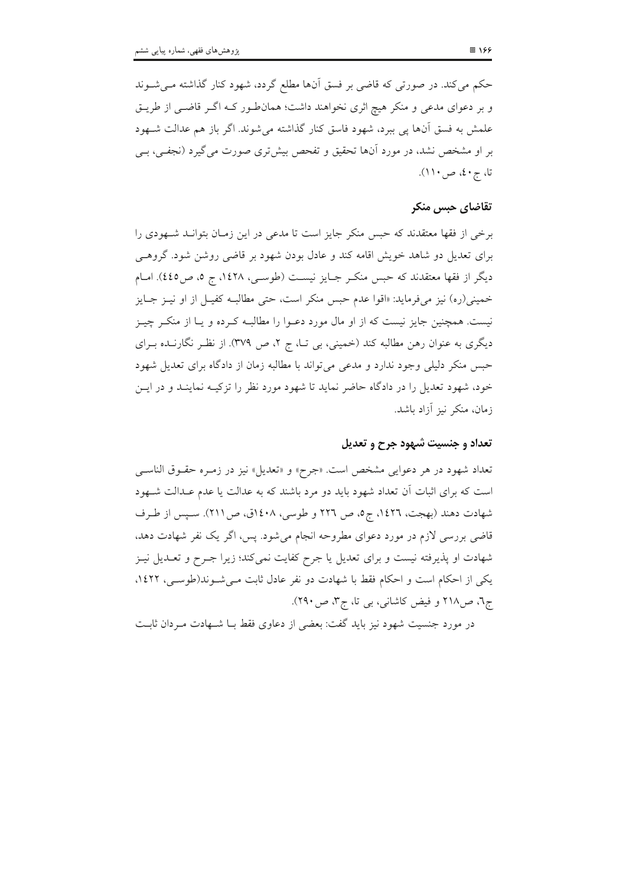حکم می‌کند. در صورتی که قاضی بر فسق آن‌ها مطلع گردد، شهود کنار گذاشته می‌شوند و بر دعوای مدعی و منکر هیچ اثری نخواهند داشت؛ همان‌طور که اگر قاضی از طریق علمش به فسق آن‌ها پی ببرد، شهود فاسق کنار گذاشته می‌شوند. اگر باز هم عدالت شهود بر او مشخص نشد، در مورد آن‌ها تحقیق و تفحص بیش‌تری صورت می‌گیرد (نجفی، بی تا، ج ٤٠، ص ١١٠).

## تقاضای حبس منکر

برخی از فقها معتقدند که حبس منکر جایز است تا مدعی در این زمان بتواند شهودی را برای تعدیل دو شاهد خویش اقامه کند و عادل بودن شهود بر قاضی روشن شود. گروهی دیگر از فقها معتقدند که حبس منکر جایز نیست (طوسی، ١٤٢٨، ج ٥، ص٤٤٥). امام خمینی(ره) نیز می‌فرماید: «اقوا عدم حبس منکر است، حتی مطالبه کفیل از او نیز جایز نیست. همچنین جایز نیست که از او مال مورد دعوا را مطالبه کرده و یا از منکر چیز دیگری به عنوان رهن مطالبه کند (خمینی، بی تا، ج ٢، ص ٣٧٩). از نظر نگارنده برای حبس منکر دلیلی وجود ندارد و مدعی می‌تواند با مطالبه زمان از دادگاه برای تعدیل شهود خود، شهود تعدیل را در دادگاه حاضر نماید تا شهود مورد نظر را تزکیه نمایند و در این زمان، منکر نیز آزاد باشد.

## تعداد و جنسیت شهود جرح و تعدیل

تعداد شهود در هر دعوایی مشخص است. «جرح» و «تعدیل» نیز در زمره حقوق الناسی است که برای اثبات آن تعداد شهود باید دو مرد باشند که به عدالت یا عدم عدالت شهود شهادت دهند (بهجت، ١٤٢٦، ج٥، ص ٢٢٦ و طوسی، ١٤٠٨ق، ص٢١١). سپس از طرف قاضی بررسی لازم در مورد دعوای مطروحه انجام می‌شود. پس، اگر یک نفر شهادت دهد، شهادت او پذیرفته نیست و برای تعدیل یا جرح کفایت نمی‌کند؛ زیرا جرح و تعدیل نیز یکی از احکام است و احکام فقط با شهادت دو نفر عادل ثابت می‌شوند(طوسی، ١٤٢٢، ج٦، ص٢١٨ و فیض کاشانی، بی تا، ج٣، ص٢٩٠).

در مورد جنسیت شهود نیز باید گفت: بعضی از دعاوی فقط با شهادت مردان ثابت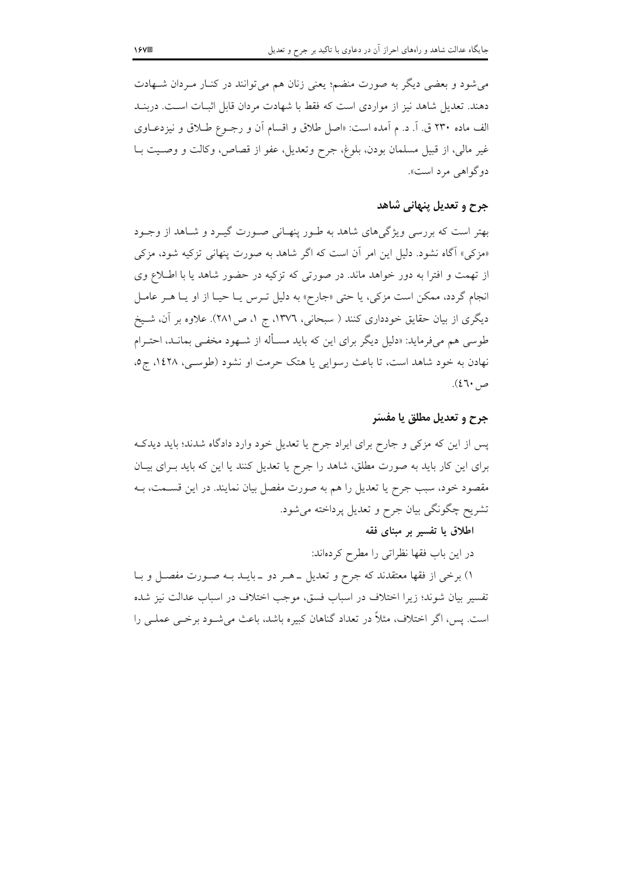می‌شود و بعضی دیگر به صورت منضم؛ یعنی زنان هم می‌توانند در کنار مردان شهادت دهند. تعدیل شاهد نیز از مواردی است که فقط با شهادت مردان قابل اثبات است. دربند الف ماده ۲۳۰ ق. آ. د. م آمده است: «اصل طلاق و اقسام آن و رجوع طلاق و نیزدعاوی غیر مالی، از قبیل مسلمان بودن، بلوغ، جرح وتعدیل، عفو از قصاص، وکالت و وصیت با دوگواهی مرد است».

## جرح و تعدیل پنهانی شاهد

بهتر است که بررسی ویژگی‌های شاهد به طور پنهانی صورت گیرد و شاهد از وجود «مزکی» آگاه نشود. دلیل این امر آن است که اگر شاهد به صورت پنهانی تزکیه شود، مزکی از تهمت و افترا به دور خواهد ماند. در صورتی که تزکیه در حضور شاهد یا با اطلاع وی انجام گردد، ممکن است مزکی، یا حتی «جارح» به دلیل ترس یا حیا از او یا هر عامل دیگری از بیان حقایق خودداری کنند ( سبحانی، ۱۳۷٦، ج ۱، ص۲۸۱). علاوه بر آن، شیخ طوسی هم می‌فرماید: «دلیل دیگر برای این که باید مسأله از شهود مخفی بماند، احترام نهادن به خود شاهد است، تا باعث رسوایی یا هتک حرمت او نشود (طوسی، ١٤٢٨، ج٥، ص ٤٦٠).

## جرح و تعدیل مطلق یا مفسّر

پس از این که مزکی و جارح برای ایراد جرح یا تعدیل خود وارد دادگاه شدند؛ باید دیدکه برای این کار باید به صورت مطلق، شاهد را جرح یا تعدیل کنند یا این که باید برای بیان مقصود خود، سبب جرح یا تعدیل را هم به صورت مفصل بیان نمایند. در این قسمت، به تشریح چگونگی بیان جرح و تعدیل پرداخته می‌شود.

### اطلاق یا تفسیر بر مبنای فقه

در این باب فقها نظراتی را مطرح کرده‌اند:

۱) برخی از فقها معتقدند که جرح و تعدیل ـ هر دو ـ باید به صورت مفصل و با تفسیر بیان شوند؛ زیرا اختلاف در اسباب فسق، موجب اختلاف در اسباب عدالت نیز شده است. پس، اگر اختلاف، مثلاً در تعداد گناهان کبیره باشد، باعث می‌شود برخی عملی را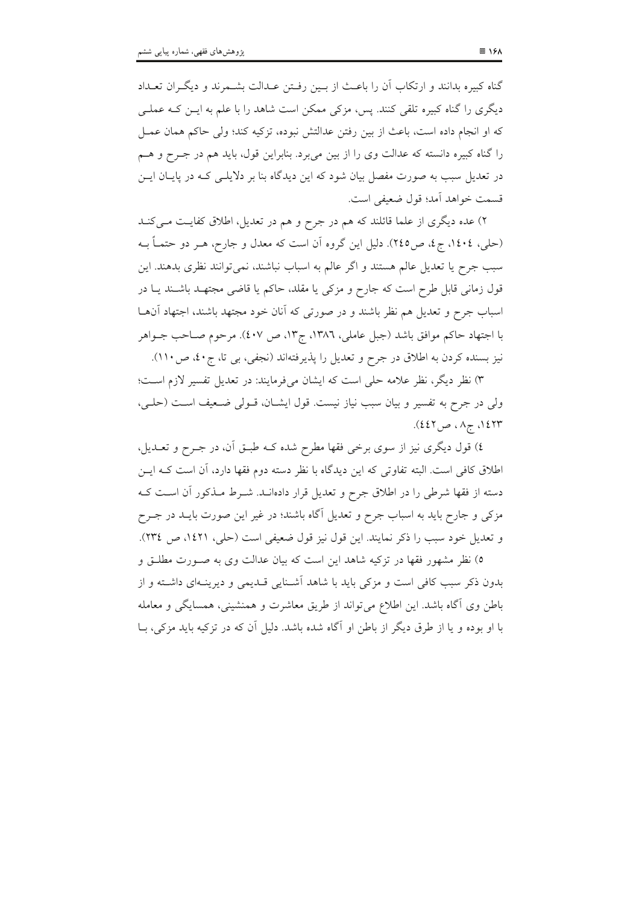گناه کبیره بدانند و ارتکاب آن را باعث از بین رفتن عدالت بشمرند و دیگران تعداد دیگری را گناه کبیره تلقی کنند. پس، مزکی ممکن است شاهد را با علم به این که عملی که او انجام داده است، باعث از بین رفتن عدالتش نبوده، تزکیه کند؛ ولی حاکم همان عمل را گناه کبیره دانسته که عدالت وی را از بین می‌برد. بنابراین قول، باید هم در جرح و هم در تعدیل سبب به صورت مفصل بیان شود که این دیدگاه بنا بر دلایلی که در پایان این قسمت خواهد آمد؛ قول ضعیفی است.

۲) عده دیگری از علما قائلند که هم در جرح و هم در تعدیل، اطلاق کفایت می‌کند (حلی، ۱٤۰٤، ج٤، ص۲٤٥). دلیل این گروه آن است که معدل و جارح، هر دو حتماً به سبب جرح یا تعدیل عالم هستند و اگر عالم به اسباب نباشند، نمی‌توانند نظری بدهند. این قول زمانی قابل طرح است که جارح و مزکی یا مقلد، حاکم یا قاضی مجتهد باشند یا در اسباب جرح و تعدیل هم نظر باشند و در صورتی که آنان خود مجتهد باشند، اجتهاد آنها با اجتهاد حاکم موافق باشد (جبل عاملی، ۱۳۸٦، ج۱۳، ص ٤۰۷). مرحوم صاحب جواهر نیز بسنده کردن به اطلاق در جرح و تعدیل را پذیرفته‌اند (نجفی، بی تا، ج٤۰، ص۱۱۰).

۳) نظر دیگر، نظر علامه حلی است که ایشان می‌فرمایند: در تعدیل تفسیر لازم است؛ ولی در جرح به تفسیر و بیان سبب نیاز نیست. قول ایشان، قولی ضعیف است (حلی، ۱٤۲۳، ج۸، ص٤٤۲).

٤) قول دیگری نیز از سوی برخی فقها مطرح شده که طبق آن، در جرح و تعدیل، اطلاق کافی است. البته تفاوتی که این دیدگاه با نظر دسته دوم فقها دارد، آن است که این دسته از فقها شرطی را در اطلاق جرح و تعدیل قرار داده‌اند. شرط مذکور آن است که مزکی و جارح باید به اسباب جرح و تعدیل آگاه باشند؛ در غیر این صورت باید در جرح و تعدیل خود سبب را ذکر نمایند. این قول نیز قول ضعیفی است (حلی، ۱٤۲۱، ص ۲۳٤).

٥) نظر مشهور فقها در تزکیه شاهد این است که بیان عدالت وی به صورت مطلق و بدون ذکر سبب کافی است و مزکی باید با شاهد آشنایی قدیمی و دیرینه‌ای داشته و از باطن وی آگاه باشد. این اطلاع می‌تواند از طریق معاشرت و همنشینی، همسایگی و معامله با او بوده و یا از طرق دیگر از باطن او آگاه شده باشد. دلیل آن که در تزکیه باید مزکی، با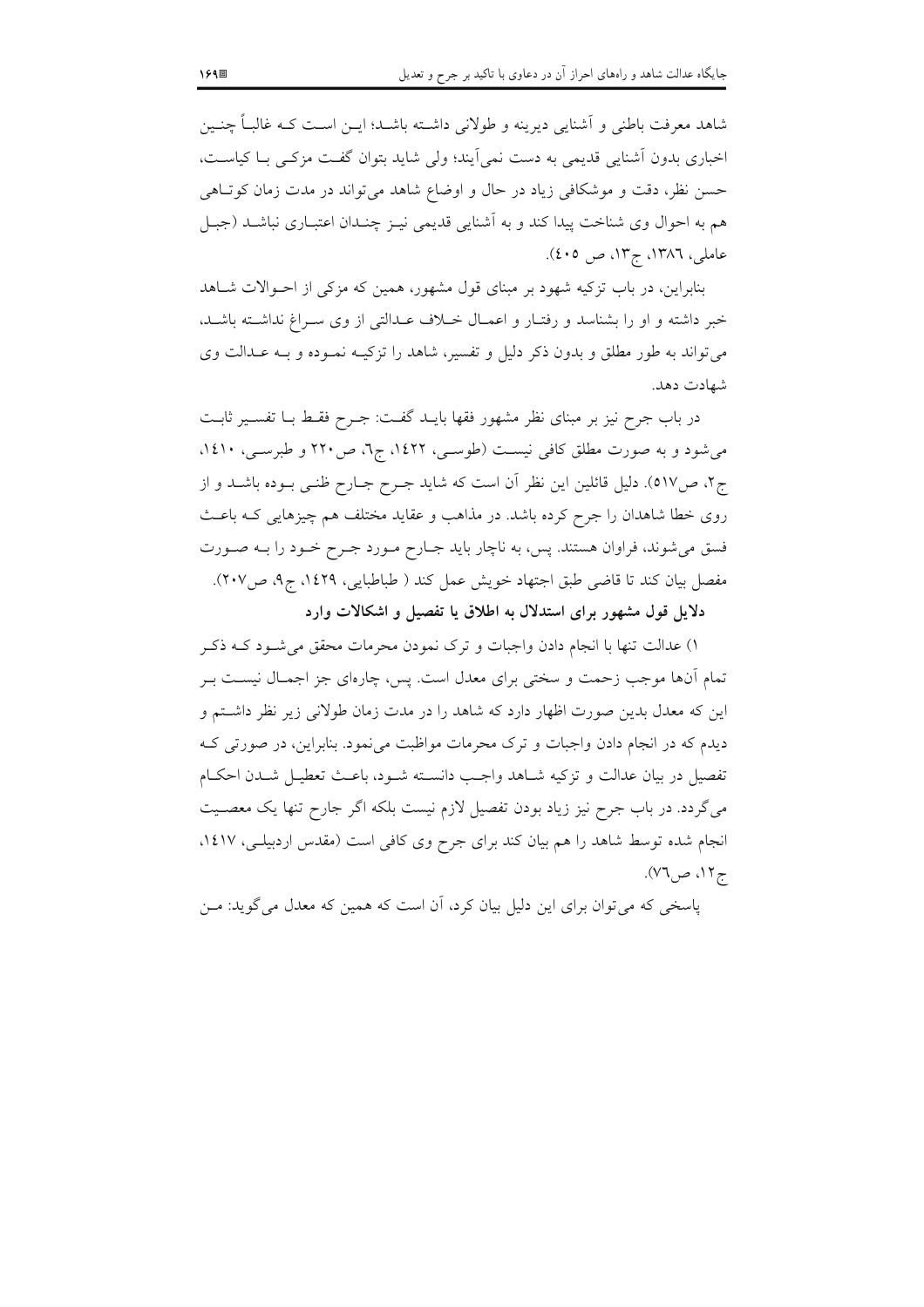شاهد معرفت باطنی و آشنایی دیرینه و طولانی داشته باشد؛ این است که غالباً چنین اخباری بدون آشنایی قدیمی به دست نمی‌آیند؛ ولی شاید بتوان گفت مزکی با کیاست، حسن نظر، دقت و موشکافی زیاد در حال و اوضاع شاهد می‌تواند در مدت زمان کوتاهی هم به احوال وی شناخت پیدا کند و به آشنایی قدیمی نیز چندان اعتباری نباشد (جبل عاملی، ١٣٨٦، ج١٣، ص ٤٠٥).

بنابراین، در باب تزکیه شهود بر مبنای قول مشهور، همین که مزکی از احوالات شاهد خبر داشته و او را بشناسد و رفتار و اعمال خلاف عدالتی از وی سراغ نداشته باشد، می‌تواند به طور مطلق و بدون ذکر دلیل و تفسیر، شاهد را تزکیه نموده و به عدالت وی شهادت دهد.

در باب جرح نیز بر مبنای نظر مشهور فقها باید گفت: جرح فقط با تفسیر ثابت می‌شود و به صورت مطلق کافی نیست (طوسی، ١٤٢٢، ج٦، ص٢٢٠ و طبرسی، ١٤١٠، ج٢، ص٥١٧). دلیل قائلین این نظر آن است که شاید جرح جارح ظنی بوده باشد و از روی خطا شاهدان را جرح کرده باشد. در مذاهب و عقاید مختلف هم چیزهایی که باعث فسق می‌شوند، فراوان هستند. پس، به ناچار باید جارح مورد جرح خود را به صورت مفصل بیان کند تا قاضی طبق اجتهاد خویش عمل کند ( طباطبایی، ١٤٢٩، ج٩، ص٢٠٧).

**دلایل قول مشهور برای استدلال به اطلاق یا تفصیل و اشکالات وارد**

١) عدالت تنها با انجام دادن واجبات و ترک نمودن محرمات محقق می‌شود که ذکر تمام آن‌ها موجب زحمت و سختی برای معدل است. پس، چاره‌ای جز اجمال نیست بر این که معدل بدین صورت اظهار دارد که شاهد را در مدت زمان طولانی زیر نظر داشتم و دیدم که در انجام دادن واجبات و ترک محرمات مواظبت می‌نمود. بنابراین، در صورتی که تفصیل در بیان عدالت و تزکیه شاهد واجب دانسته شود، باعث تعطیل شدن احکام می‌گردد. در باب جرح نیز زیاد بودن تفصیل لازم نیست بلکه اگر جارح تنها یک معصیت انجام شده توسط شاهد را هم بیان کند برای جرح وی کافی است (مقدس اردبیلی، ١٤١٧، ج١٢، ص٧٦).

پاسخی که می‌توان برای این دلیل بیان کرد، آن است که همین که معدل می‌گوید: من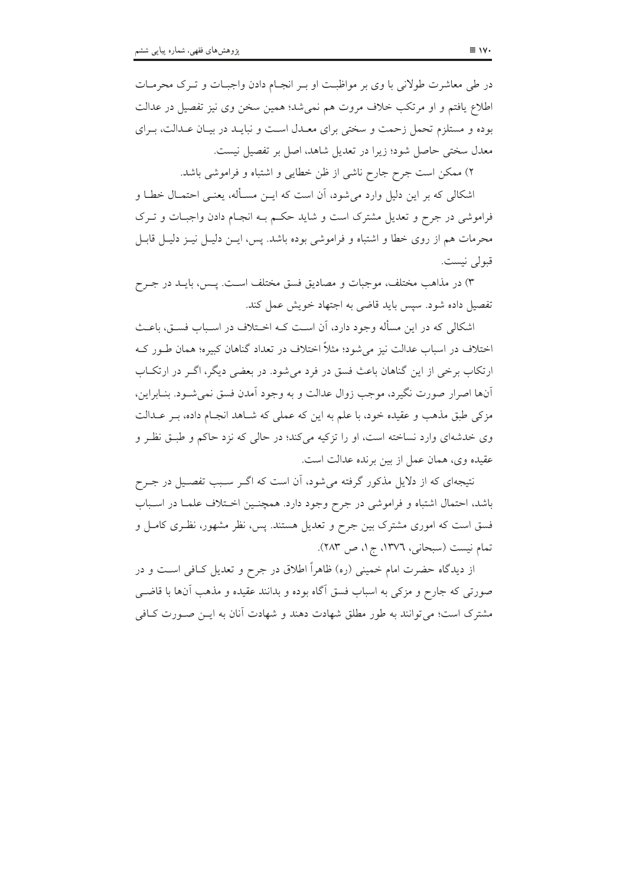در طی معاشرت طولانی با وی بر مواظبت او بر انجام دادن واجبات و ترک محرمات اطلاع یافتم و او مرتکب خلاف مروت هم نمی‌شد؛ همین سخن وی نیز تفصیل در عدالت بوده و مستلزم تحمل زحمت و سختی برای معدل است و نباید در بیان عدالت، برای معدل سختی حاصل شود؛ زیرا در تعدیل شاهد، اصل بر تفصیل نیست.

۲) ممکن است جرح جارح ناشی از ظن خطایی و اشتباه و فراموشی باشد.

اشکالی که بر این دلیل وارد می‌شود، آن است که این مسأله، یعنی احتمال خطا و فراموشی در جرح و تعدیل مشترک است و شاید حکم به انجام دادن واجبات و ترک محرمات هم از روی خطا و اشتباه و فراموشی بوده باشد. پس، این دلیل نیز دلیل قابل قبولی نیست.

۳) در مذاهب مختلف، موجبات و مصادیق فسق مختلف است. پس، باید در جرح تفصیل داده شود. سپس باید قاضی به اجتهاد خویش عمل کند.

اشکالی که در این مسأله وجود دارد، آن است که اختلاف در اسباب فسق، باعث اختلاف در اسباب عدالت نیز می‌شود؛ مثلاً اختلاف در تعداد گناهان کبیره؛ همان طور که ارتکاب برخی از این گناهان باعث فسق در فرد می‌شود. در بعضی دیگر، اگر در ارتکاب آن‌ها اصرار صورت نگیرد، موجب زوال عدالت و به وجود آمدن فسق نمی‌شود. بنابراین، مزکی طبق مذهب و عقیده خود، با علم به این که عملی که شاهد انجام داده، بر عدالت وی خدشه‌ای وارد نساخته است، او را تزکیه می‌کند؛ در حالی که نزد حاکم و طبق نظر و عقیده وی، همان عمل از بین برنده عدالت است.

نتیجه‌ای که از دلایل مذکور گرفته می‌شود، آن است که اگر سبب تفصیل در جرح باشد، احتمال اشتباه و فراموشی در جرح وجود دارد. همچنین اختلاف علما در اسباب فسق است که اموری مشترک بین جرح و تعدیل هستند. پس، نظر مشهور، نظری کامل و تمام نیست (سبحانی، ۱۳۷۶، ج۱، ص ۲۸۳).

از دیدگاه حضرت امام خمینی (ره) ظاهراً اطلاق در جرح و تعدیل کافی است و در صورتی که جارح و مزکی به اسباب فسق آگاه بوده و بدانند عقیده و مذهب آن‌ها با قاضی مشترک است؛ می‌توانند به طور مطلق شهادت دهند و شهادت آنان به این صورت کافی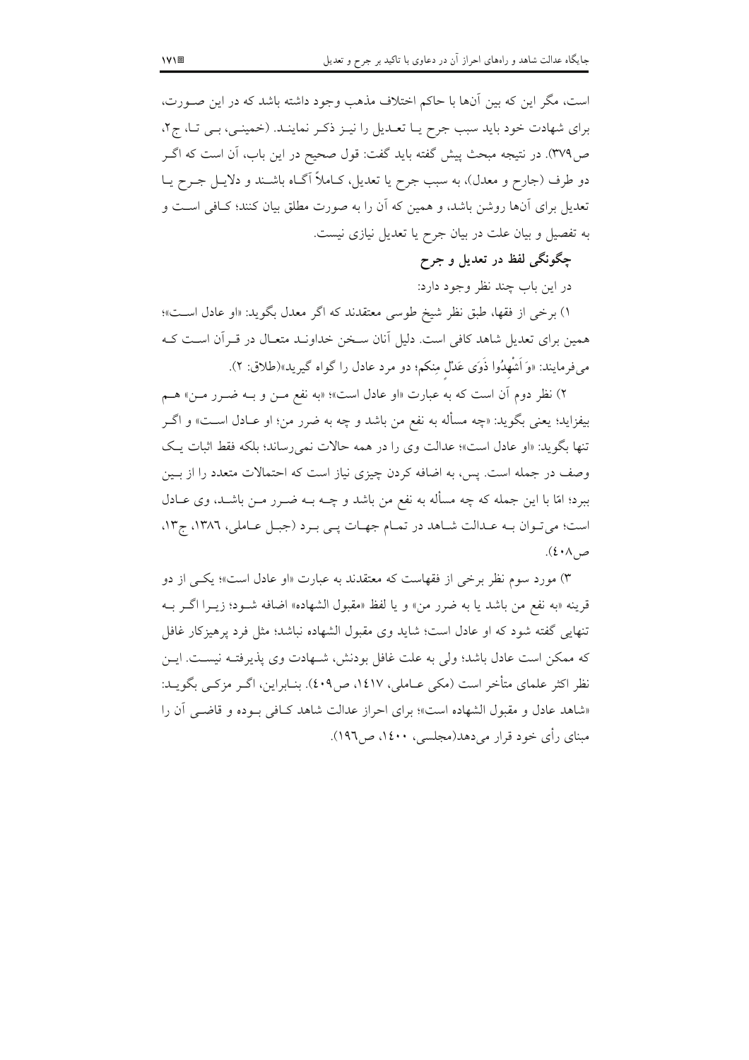است، مگر این که بین آن‌ها با حاکم اختلاف مذهب وجود داشته باشد که در این صورت، برای شهادت خود باید سبب جرح یا تعدیل را نیز ذکر نمایند. (خمینی، بی تا، ج۲، ص۳۷۹). در نتیجه مبحث پیش گفته باید گفت: قول صحیح در این باب، آن است که اگر دو طرف (جارح و معدل)، به سبب جرح یا تعدیل، کاملاً آگاه باشند و دلایل جرح یا تعدیل برای آن‌ها روشن باشد، و همین که آن را به صورت مطلق بیان کنند؛ کافی است و به تفصیل و بیان علت در بیان جرح یا تعدیل نیازی نیست.

### چگونگی لفظ در تعدیل و جرح

در این باب چند نظر وجود دارد:

۱) برخی از فقها، طبق نظر شیخ طوسی معتقدند که اگر معدل بگوید: «او عادل است»؛ همین برای تعدیل شاهد کافی است. دلیل آنان سخن خداوند متعال در قرآن است که می‌فرمایند: «وَ أَشْهِدُوا ذَوَی عَدْلٍ مِنکم؛ دو مرد عادل را گواه گیرید»(طلاق: ۲).

۲) نظر دوم آن است که به عبارت «او عادل است»؛ «به نفع من و به ضرر من» هم بیفزاید؛ یعنی بگوید: «چه مسأله به نفع من باشد و چه به ضرر من؛ او عادل است» و اگر تنها بگوید: «او عادل است»؛ عدالت وی را در همه حالات نمی‌رساند؛ بلکه فقط اثبات یک وصف در جمله است. پس، به اضافه کردن چیزی نیاز است که احتمالات متعدد را از بین ببرد؛ امّا با این جمله که چه مسأله به نفع من باشد و چه به ضرر من باشد، وی عادل است؛ می‌توان به عدالت شاهد در تمام جهات پی برد (جبل عاملی، ۱۳۸٦، ج۱۳، ص٤۰۸).

۳) مورد سوم نظر برخی از فقهاست که معتقدند به عبارت «او عادل است»؛ یکی از دو قرینه «به نفع من باشد یا به ضرر من» و یا لفظ «مقبول الشهاده» اضافه شود؛ زیرا اگر به تنهایی گفته شود که او عادل است؛ شاید وی مقبول الشهاده نباشد؛ مثل فرد پرهیزکار غافل که ممکن است عادل باشد؛ ولی به علت غافل بودنش، شهادت وی پذیرفته نیست. این نظر اکثر علمای متأخر است (مکی عاملی، ۱٤۱۷، ص٤۰۹). بنابراین، اگر مزکی بگوید: «شاهد عادل و مقبول الشهاده است»؛ برای احراز عدالت شاهد کافی بوده و قاضی آن را مبنای رأی خود قرار می‌دهد(مجلسی، ۱٤۰۰، ص۱۹٦).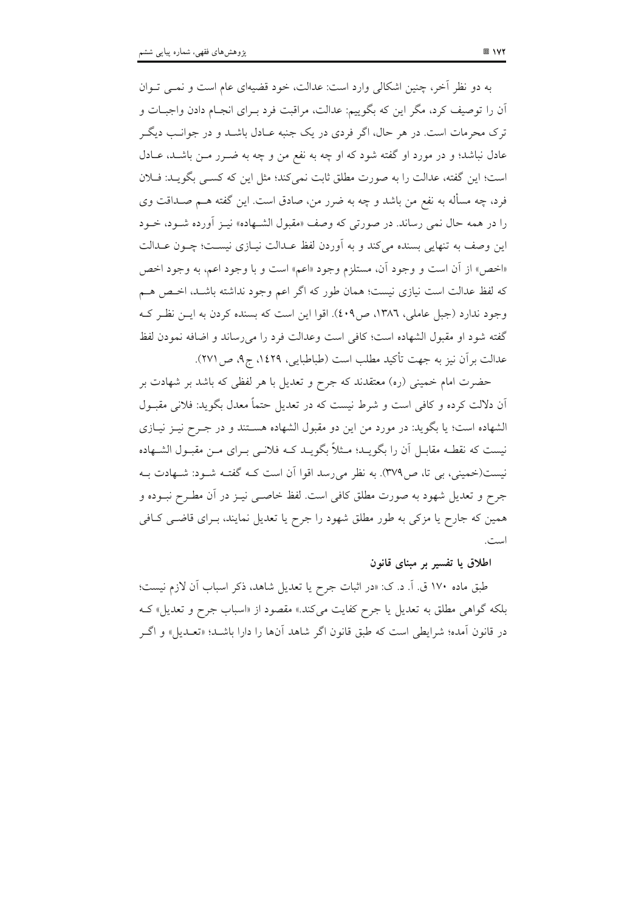به دو نظر آخر، چنین اشکالی وارد است: عدالت، خود قضیه‌ای عام است و نمی توان آن را توصیف کرد، مگر این که بگوییم: عدالت، مراقبت فرد برای انجام دادن واجبات و ترک محرمات است. در هر حال، اگر فردی در یک جنبه عادل باشد و در جوانب دیگر عادل نباشد؛ و در مورد او گفته شود که او چه به نفع من و چه به ضرر من باشد، عادل است؛ این گفته، عدالت را به صورت مطلق ثابت نمی‌کند؛ مثل این که کسی بگوید: فلان فرد، چه مسأله به نفع من باشد و چه به ضرر من، صادق است. این گفته هم صداقت وی را در همه حال نمی رساند. در صورتی که وصف «مقبول الشهاده» نیز آورده شود، خود این وصف به تنهایی بسنده می‌کند و به آوردن لفظ عدالت نیازی نیست؛ چون عدالت «اخص» از آن است و وجود آن، مستلزم وجود «اعم» است و با وجود اعم، به وجود اخص که لفظ عدالت است نیازی نیست؛ همان طور که اگر اعم وجود نداشته باشد، اخص هم وجود ندارد (جبل عاملی، ۱۳۸٦، ص٤۰۹). اقوا این است که بسنده کردن به این نظر که گفته شود او مقبول الشهاده است؛ کافی است وعدالت فرد را می‌رساند و اضافه نمودن لفظ عدالت برآن نیز به جهت تأکید مطلب است (طباطبایی، ۱٤۲۹، ج۹، ص۲۷۱).

حضرت امام خمینی (ره) معتقدند که جرح و تعدیل با هر لفظی که باشد بر شهادت بر آن دلالت کرده و کافی است و شرط نیست که در تعدیل حتماً معدل بگوید: فلانی مقبول الشهاده است؛ یا بگوید: در مورد من این دو مقبول الشهاده هستند و در جرح نیز نیازی نیست که نقطه مقابل آن را بگوید؛ مثلاً بگوید که فلانی برای من مقبول الشهاده نیست(خمینی، بی تا، ص۳۷۹). به نظر می‌رسد اقوا آن است که گفته شود: شهادت به جرح و تعدیل شهود به صورت مطلق کافی است. لفظ خاصی نیز در آن مطرح نبوده و همین که جارح یا مزکی به طور مطلق شهود را جرح یا تعدیل نمایند، برای قاضی کافی است.

### اطلاق یا تفسیر بر مبنای قانون

طبق ماده ۱۷۰ ق. آ. د. ک: «در اثبات جرح یا تعدیل شاهد، ذکر اسباب آن لازم نیست؛ بلکه گواهی مطلق به تعدیل یا جرح کفایت می‌کند.» مقصود از «اسباب جرح و تعدیل» که در قانون آمده؛ شرایطی است که طبق قانون اگر شاهد آن‌ها را دارا باشد؛ «تعدیل» و اگر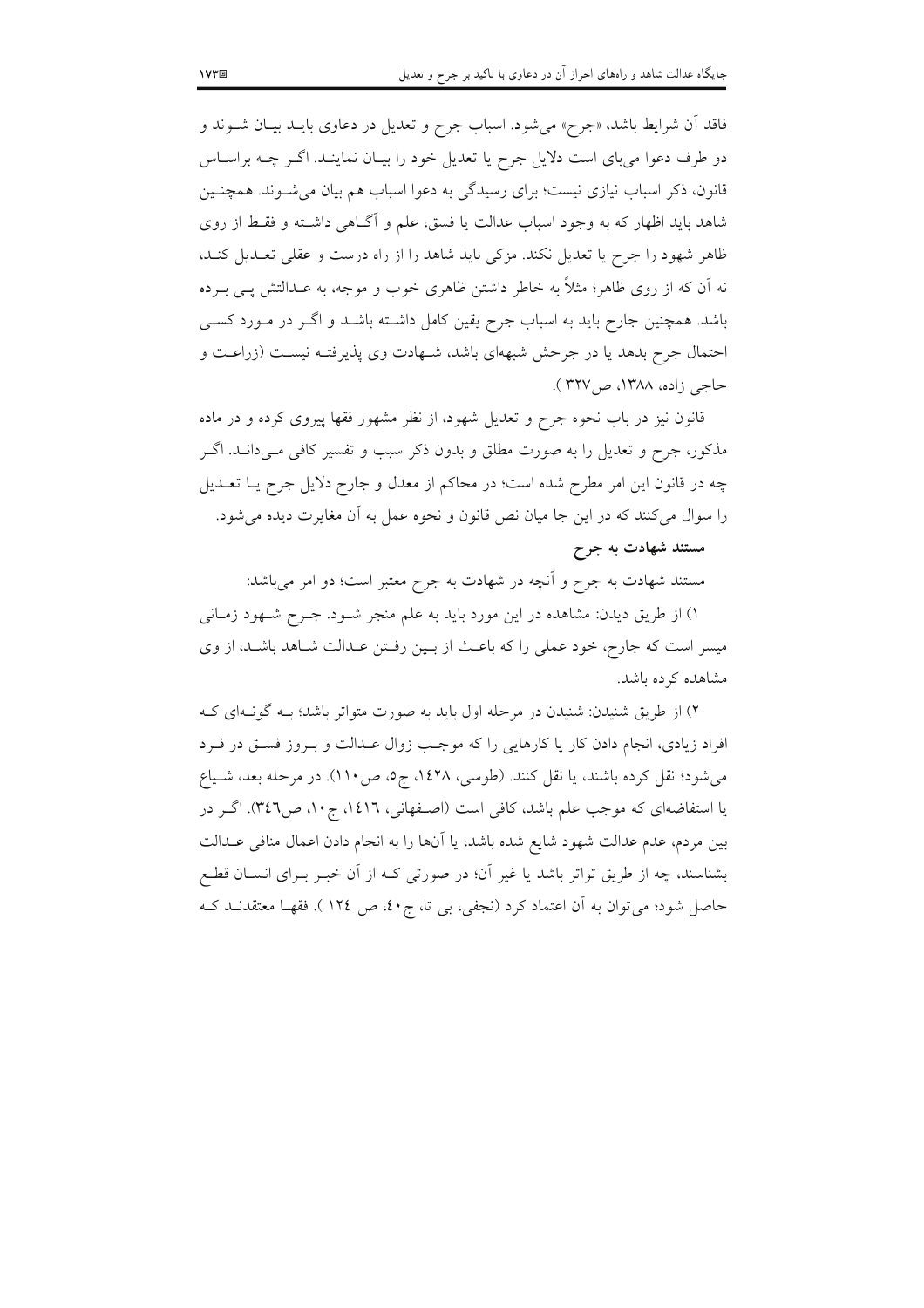فاقد آن شرایط باشد، «جرح» می‌شود. اسباب جرح و تعدیل در دعاوی باید بیان شوند و دو طرف دعوا می‌بای است دلایل جرح یا تعدیل خود را بیان نمایند. اگر چه براساس قانون، ذکر اسباب نیازی نیست؛ برای رسیدگی به دعوا اسباب هم بیان می‌شوند. همچنین شاهد باید اظهار که به وجود اسباب عدالت یا فسق، علم و آگاهی داشته و فقط از روی ظاهر شهود را جرح یا تعدیل نکند. مزکی باید شاهد را از راه درست و عقلی تعدیل کند، نه آن که از روی ظاهر؛ مثلاً به خاطر داشتن ظاهری خوب و موجه، به عدالتش پی برده باشد. همچنین جارح باید به اسباب جرح یقین کامل داشته باشد و اگر در مورد کسی احتمال جرح بدهد یا در جرحش شبهه‌ای باشد، شهادت وی پذیرفته نیست (زراعت و حاجی زاده، ۱۳۸۸، ص۳۲۷ ).

قانون نیز در باب نحوه جرح و تعدیل شهود، از نظر مشهور فقها پیروی کرده و در ماده مذکور، جرح و تعدیل را به صورت مطلق و بدون ذکر سبب و تفسیر کافی می‌داند. اگر چه در قانون این امر مطرح شده است؛ در محاکم از معدل و جارح دلایل جرح یا تعدیل را سوال می‌کنند که در این جا میان نص قانون و نحوه عمل به آن مغایرت دیده می‌شود.

**مستند شهادت به جرح**

مستند شهادت به جرح و آنچه در شهادت به جرح معتبر است؛ دو امر می‌باشد:

۱) از طریق دیدن: مشاهده در این مورد باید به علم منجر شود. جرح شهود زمانی میسر است که جارح، خود عملی را که باعث از بین رفتن عدالت شاهد باشد، از وی مشاهده کرده باشد.

۲) از طریق شنیدن: شنیدن در مرحله اول باید به صورت متواتر باشد؛ به گونه‌ای که افراد زیادی، انجام دادن کار یا کارهایی را که موجب زوال عدالت و بروز فسق در فرد می‌شود؛ نقل کرده باشند، یا نقل کنند. (طوسی، ۱٤۲۸، ج۵، ص۱۱۰). در مرحله بعد، شیاع یا استفاضه‌ای که موجب علم باشد، کافی است (اصفهانی، ۱٤۱٦، ج۱۰، ص۳٤٦). اگر در بین مردم، عدم عدالت شهود شایع شده باشد، یا آن‌ها را به انجام دادن اعمال منافی عدالت بشناسند، چه از طریق تواتر باشد یا غیر آن؛ در صورتی که از آن خبر برای انسان قطع حاصل شود؛ می‌توان به آن اعتماد کرد (نجفی، بی تا، ج٤۰، ص ۱۲٤ ). فقها معتقدند که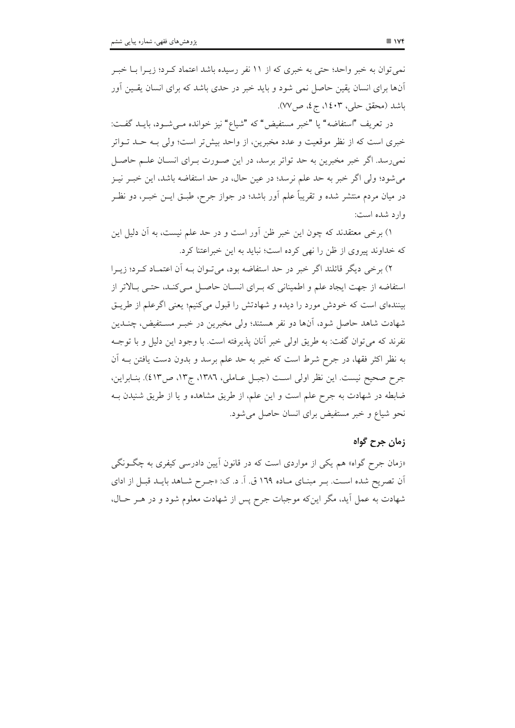نمی‌توان به خبر واحد؛ حتی به خبری که از ۱۱ نفر رسیده باشد اعتماد کرد؛ زیرا با خبر آن‌ها برای انسان یقین حاصل نمی شود و باید خبر در حدی باشد که برای انسان یقین آور باشد (محقق حلی، ۱٤۰۳، ج٤، ص۷۷).

در تعریف "استفاضه" یا "خبر مستفیض" که "شیاع" نیز خوانده می‌شود، باید گفت: خبری است که از نظر موقعیت و عدد مخبرین، از واحد بیش‌تر است؛ ولی به حد تواتر نمی‌رسد. اگر خبر مخبرین به حد تواتر برسد، در این صورت برای انسان علم حاصل می‌شود؛ ولی اگر خبر به حد علم نرسد؛ در عین حال، در حد استفاضه باشد، این خبر نیز در میان مردم منتشر شده و تقریباً علم آور باشد؛ در جواز جرح، طبق این خبر، دو نظر وارد شده است:

۱) برخی معتقدند که چون این خبر ظن آور است و در حد علم نیست، به آن دلیل این که خداوند پیروی از ظن را نهی کرده است؛ نباید به این خبراعتنا کرد.

۲) برخی دیگر قائلند اگر خبر در حد استفاضه بود، می‌توان به آن اعتماد کرد؛ زیرا استفاضه از جهت ایجاد علم و اطمینانی که برای انسان حاصل می‌کند، حتی بالاتر از بیننده‌ای است که خودش مورد را دیده و شهادتش را قبول می‌کنیم؛ یعنی اگرعلم از طریق شهادت شاهد حاصل شود، آن‌ها دو نفر هستند؛ ولی مخبرین در خبر مستفیض، چندین نفرند که می‌توان گفت: به طریق اولی خبر آنان پذیرفته است. با وجود این دلیل و با توجه به نظر اکثر فقها، در جرح شرط است که خبر به حد علم برسد و بدون دست یافتن به آن جرح صحیح نیست. این نظر اولی است (جبل عاملی، ۱۳۸٦، ج۱۳، ص٤۱۳). بنابراین، ضابطه در شهادت به جرح علم است و این علم، از طریق مشاهده و یا از طریق شنیدن به نحو شیاع و خبر مستفیض برای انسان حاصل می‌شود.

## زمان جرح گواه

«زمان جرح گواه» هم یکی از مواردی است که در قانون آیین دادرسی کیفری به چگونگی آن تصریح شده است. بر مبنای ماده ۱٦۹ ق. آ. د. ک: «جرح شاهد باید قبل از ادای شهادت به عمل آید، مگر این‌که موجبات جرح پس از شهادت معلوم شود و در هر حال،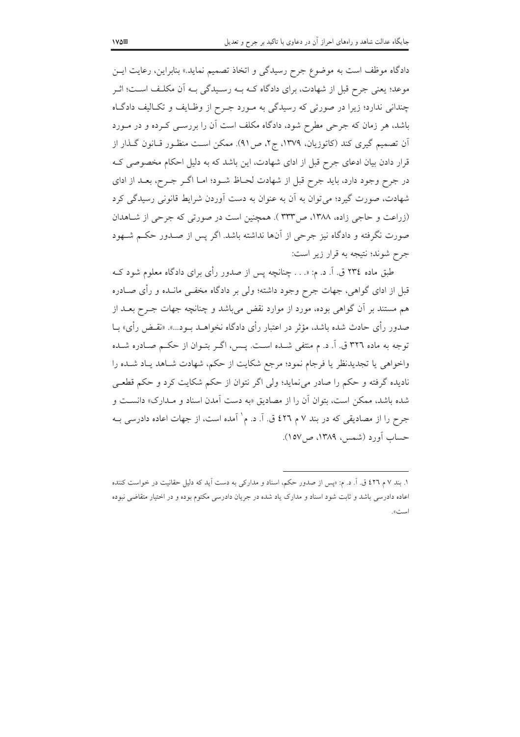دادگاه موظف است به موضوع جرح رسیدگی و اتخاذ تصمیم نماید.» بنابراین، رعایت ایـن موعد؛ یعنی جرح قبل از شهادت، برای دادگاه کـه بـه رسـیدگی بـه آن مکلـف اسـت؛ اثـر چندانی ندارد؛ زیرا در صورتی که رسیدگی به مـورد جـرح از وظـایف و تکـالیف دادگـاه باشد، هر زمان که جرحی مطرح شود، دادگاه مکلف است آن را بررسـی کـرده و در مـورد آن تصمیم گیری کند (کاتوزیان، ۱۳۷۹، ج۲، ص۹۱). ممکن اسـت منظـور قـانون گـذار از قرار دادن بیان ادعای جرح قبل از ادای شهادت، این باشد که به دلیل احکام مخصوصی کـه در جرح وجود دارد، باید جرح قبل از شهادت لحـاظ شـود؛ امـا اگـر جـرح، بعـد از ادای شهادت، صورت گیرد؛ می‌توان به آن به عنوان به دست آوردن شرایط قانونی رسیدگی کرد (زراعت و حاجی زاده، ۱۳۸۸، ص۳۳۳ ). همچنین است در صورتی که جرحی از شـاهدان صورت نگرفته و دادگاه نیز جرحی از آن‌ها نداشته باشد. اگر پس از صـدور حکـم شـهود جرح شوند؛ نتیجه به قرار زیر است:

طبق ماده ۲۳٤ ق. آ. د. م: «. . . چنانچه پس از صدور رأی برای دادگاه معلوم شود کـه قبل از ادای گواهی، جهات جرح وجود داشته؛ ولی بر دادگاه مخفـی مانـده و رأی صـادره هم مستند بر آن گواهی بوده، مورد از موارد نقض می‌باشد و چنانچه جهات جـرح بعـد از صدور رأی حادث شده باشد، مؤثر در اعتبار رأی دادگاه نخواهـد بـود...». «نقـض رأی» بـا توجه به ماده ۳۲٦ ق. آ. د. م منتفی شـده اسـت. پـس، اگـر بتـوان از حکـم صـادره شـده واخواهی یا تجدیدنظر یا فرجام نمود؛ مرجع شکایت از حکم، شهادت شـاهد یـاد شـده را نادیده گرفته و حکم را صادر می‌نماید؛ ولی اگر نتوان از حکم شکایت کرد و حکم قطعـی شده باشد، ممکن است، بتوان آن را از مصادیق «به دست آمدن اسناد و مـدارک» دانسـت و جرح را از مصادیقی که در بند ۷ م ٤۲٦ ق. آ. د. م[1] آمده است، از جهات اعاده دادرسی بـه حساب آورد (شمس، ۱۳۸۹، ص۱۵۷).

---

۱. بند ۷ م ٤۲٦ ق. آ. د. م: «پس از صدور حکم، اسناد و مدارکی به دست آید که دلیل حقانیت در خواست کننده اعاده دادرسی باشد و ثابت شود اسناد و مدارک یاد شده در جریان دادرسی مکتوم بوده و در اختیار متقاضی نبوده است».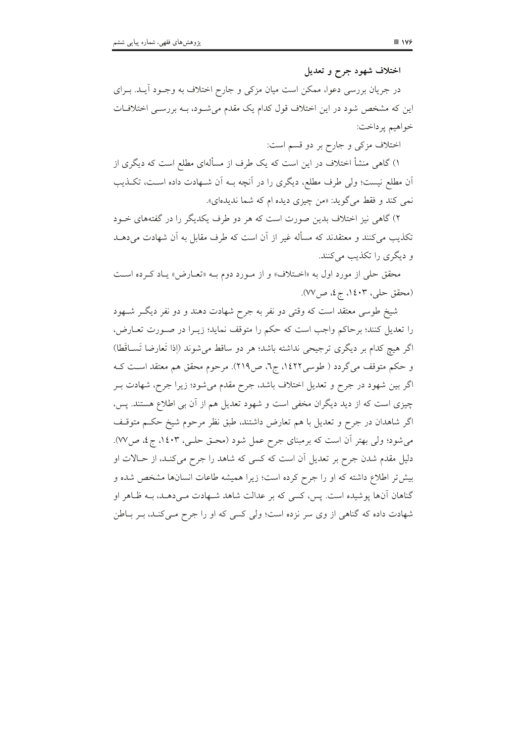### اختلاف شهود جرح و تعدیل

در جریان بررسی دعوا، ممکن است میان مزکی و جارح اختلاف به وجود آید. برای این که مشخص شود در این اختلاف قول کدام یک مقدم می‌شود، به بررسی اختلافات خواهیم پرداخت:

اختلاف مزکی و جارح بر دو قسم است:

۱) گاهی منشأ اختلاف در این است که یک طرف از مسأله‌ای مطلع است که دیگری از آن مطلع نیست؛ ولی طرف مطلع، دیگری را در آنچه به آن شهادت داده است، تکذیب نمی کند و فقط می‌گوید: «من چیزی دیده ام که شما ندیده‌ای».

۲) گاهی نیز اختلاف بدین صورت است که هر دو طرف یکدیگر را در گفته‌های خود تکذیب می‌کنند و معتقدند که مسأله غیر از آن است که طرف مقابل به آن شهادت می‌دهد و دیگری را تکذیب می‌کنند.

محقق حلی از مورد اول به «اختلاف» و از مورد دوم به «تعارض» یاد کرده است (محقق حلی، ۱۴۰۳، ج۴، ص۷۷).

شیخ طوسی معتقد است که وقتی دو نفر به جرح شهادت دهند و دو نفر دیگر شهود را تعدیل کنند؛ برحاکم واجب است که حکم را متوقف نماید؛ زیرا در صورت تعارض، اگر هیچ کدام بر دیگری ترجیحی نداشته باشد؛ هر دو ساقط می‌شوند (اِذا تَعارضا تَساقَطا) و حکم متوقف می‌گردد ( طوسی۱۴۲۲، ج۶، ص۲۱۹). مرحوم محقق هم معتقد است که اگر بین شهود در جرح و تعدیل اختلاف باشد، جرح مقدم می‌شود؛ زیرا جرح، شهادت بر چیزی است که از دید دیگران مخفی است و شهود تعدیل هم از آن بی اطلاع هستند. پس، اگر شاهدان در جرح و تعدیل با هم تعارض داشتند، طبق نظر مرحوم شیخ حکم متوقف می‌شود؛ ولی بهتر آن است که برمبنای جرح عمل شود (محقق حلی، ۱۴۰۳، ج۴، ص۷۷).

دلیل مقدم شدن جرح بر تعدیل آن است که کسی که شاهد را جرح می‌کند، از حالات او بیش‌تر اطلاع داشته که او را جرح کرده است؛ زیرا همیشه طاعات انسان‌ها مشخص شده و گناهان آن‌ها پوشیده است. پس، کسی که بر عدالت شاهد شهادت می‌دهد، به ظاهر او شهادت داده که گناهی از وی سر نزده است؛ ولی کسی که او را جرح می‌کند، بر باطن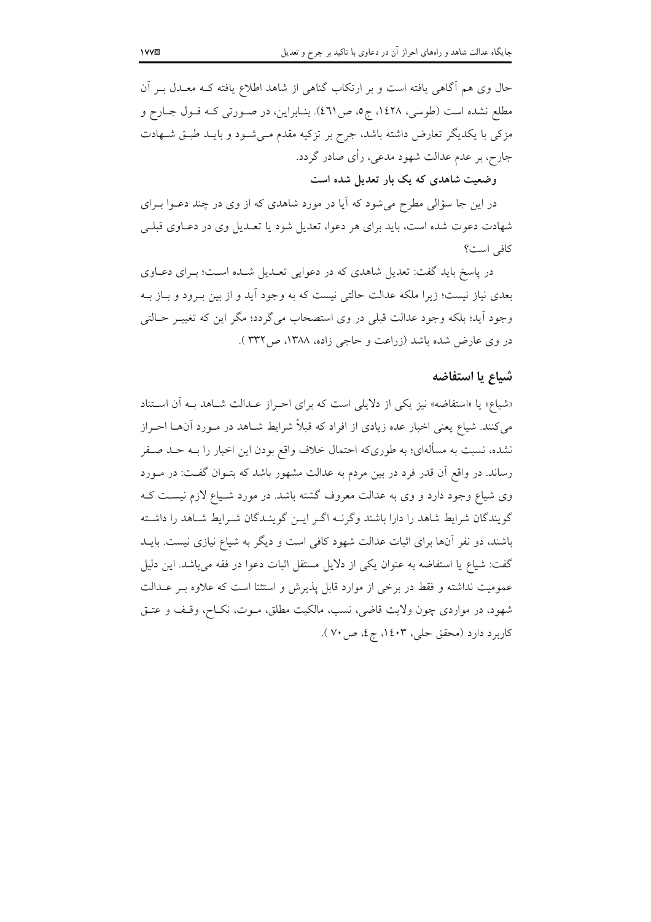حال وی هم آگاهی یافته است و بر ارتکاب گناهی از شاهد اطلاع یافته کـه معـدل بـر آن مطلع نشده است (طوسی، ۱۴۲۸، ج۵، ص۴۶۱). بنـابراین، در صـورتی کـه قـول جـارح و مزکی با یکدیگر تعارض داشته باشد، جرح بر تزکیه مقدم مـی‌شـود و بایـد طبـق شـهادت جارح، بر عدم عدالت شهود مدعی، رأی صادر گردد.

**وضعیت شاهدی که یک بار تعدیل شده است**

در این جا سؤالی مطرح می‌شود که آیا در مورد شاهدی که از وی در چند دعـوا بـرای شهادت دعوت شده است، باید برای هر دعوا، تعدیل شود یا تعـدیل وی در دعـاوی قبلـی کافی است؟

در پاسخ باید گفت: تعدیل شاهدی که در دعوایی تعـدیل شـده اسـت؛ بـرای دعـاوی بعدی نیاز نیست؛ زیرا ملکه عدالت حالتی نیست که به وجود آید و از بین بـرود و بـاز بـه وجود آید؛ بلکه وجود عدالت قبلی در وی استصحاب می‌گردد؛ مگر این که تغییـر حـالتی در وی عارض شده باشد (زراعت و حاجی زاده، ۱۳۸۸، ص۳۳۲).

## شیاع یا استفاضه

«شیاع» یا «استفاضه» نیز یکی از دلایلی است که برای احـراز عـدالت شـاهد بـه آن اسـتناد می‌کنند. شیاع یعنی اخبار عده زیادی از افراد که قبلاً شرایط شـاهد در مـورد آن‌هـا احـراز نشده، نسبت به مسأله‌ای؛ به طوری‌که احتمال خلاف واقع بودن این اخبار را بـه حـد صـفر رساند. در واقع آن قدر فرد در بین مردم به عدالت مشهور باشد که بتـوان گفـت: در مـورد وی شیاع وجود دارد و وی به عدالت معروف گشته باشد. در مورد شـیاع لازم نیسـت کـه گویندگان شرایط شاهد را دارا باشند وگرنـه اگـر ایـن گوینـدگان شـرایط شـاهد را داشـته باشند، دو نفر آن‌ها برای اثبات عدالت شهود کافی است و دیگر به شیاع نیازی نیست. بایـد گفت: شیاع یا استفاضه به عنوان یکی از دلایل مستقل اثبات دعوا در فقه می‌باشد. این دلیل عمومیت نداشته و فقط در برخی از موارد قابل پذیرش و استثنا است که علاوه بـر عـدالت شهود، در مواردی چون ولایت قاضی، نسب، مالکیت مطلق، مـوت، نکـاح، وقـف و عتـق کاربرد دارد (محقق حلی، ۱۴۰۳، ج۴، ص۷۰).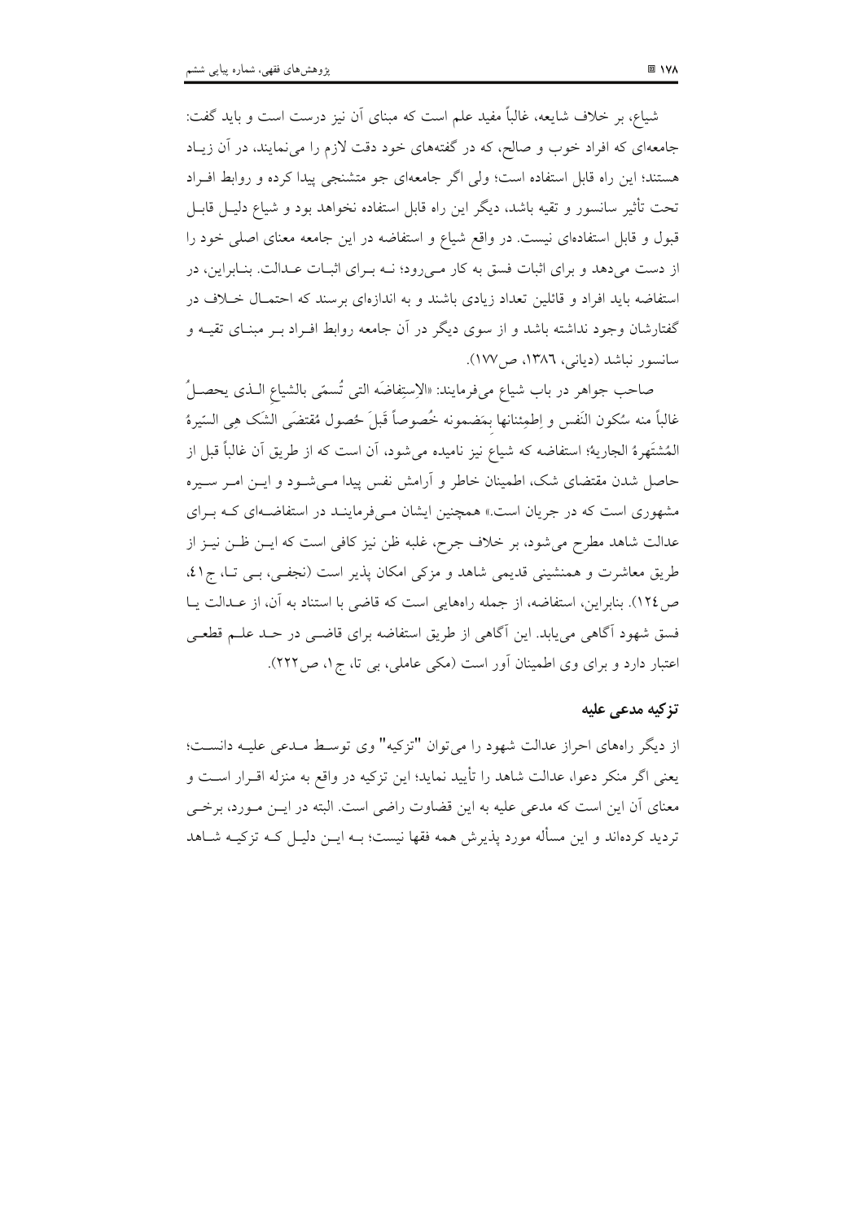شیاع، بر خلاف شایعه، غالباً مفید علم است که مبنای آن نیز درست است و باید گفت: جامعه‌ای که افراد خوب و صالح، که در گفته‌های خود دقت لازم را می‌نمایند، در آن زیاد هستند؛ این راه قابل استفاده است؛ ولی اگر جامعه‌ای جو متشنجی پیدا کرده و روابط افراد تحت تأثیر سانسور و تقیه باشد، دیگر این راه قابل استفاده نخواهد بود و شیاع دلیل قابل قبول و قابل استفاده‌ای نیست. در واقع شیاع و استفاضه در این جامعه معنای اصلی خود را از دست می‌دهد و برای اثبات فسق به کار می‌رود؛ نه برای اثبات عدالت. بنابراین، در استفاضه باید افراد و قائلین تعداد زیادی باشند و به اندازه‌ای برسند که احتمال خلاف در گفتارشان وجود نداشته باشد و از سوی دیگر در آن جامعه روابط افراد بر مبنای تقیه و سانسور نباشد (دیانی، ۱۳۸٦، ص۱۷۷).

صاحب جواهر در باب شیاع می‌فرمایند: «الاِستِفاضَه التی تُسمّی بالشیاعِ الـذی یحصـلُ غالباً منه سُکون النَفس و اِطمِئنانها بِمَضمونه خُصوصاً قَبلَ حُصول مُقتضَی الشَک هِی السّیرهُ المُشتَهرهُ الجاریه؛ استفاضه که شیاع نیز نامیده می‌شود، آن است که از طریق آن غالباً قبل از حاصل شدن مقتضای شک، اطمینان خاطر و آرامش نفس پیدا می‌شود و این امر سیره مشهوری است که در جریان است.» همچنین ایشان می‌فرمایند در استفاضه‌ای که برای عدالت شاهد مطرح می‌شود، بر خلاف جرح، غلبه ظن نیز کافی است که این ظن نیز از طریق معاشرت و همنشینی قدیمی شاهد و مزکی امکان پذیر است (نجفی، بی تا، ج٤١، ص١٢٤). بنابراین، استفاضه، از جمله راه‌هایی است که قاضی با استناد به آن، از عدالت یا فسق شهود آگاهی می‌یابد. این آگاهی از طریق استفاضه برای قاضی در حد علم قطعی اعتبار دارد و برای وی اطمینان آور است (مکی عاملی، بی تا، ج۱، ص۲۲۲).

## تزکیه مدعی علیه

از دیگر راه‌های احراز عدالت شهود را می‌توان "تزکیه" وی توسط مدعی علیه دانست؛ یعنی اگر منکر دعوا، عدالت شاهد را تأیید نماید؛ این تزکیه در واقع به منزله اقرار است و معنای آن این است که مدعی علیه به این قضاوت راضی است. البته در این مورد، برخی تردید کرده‌اند و این مسأله مورد پذیرش همه فقها نیست؛ به این دلیل که تزکیه شاهد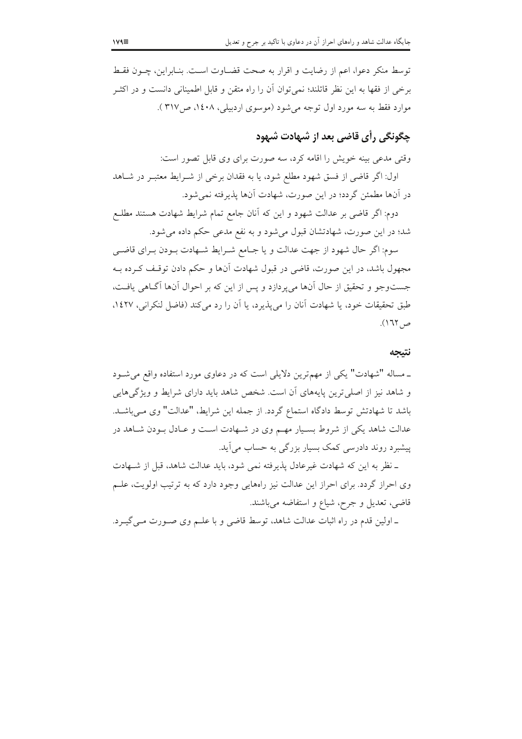توسط منکر دعوا، اعم از رضایت و اقرار به صحت قضاوت است. بنابراین، چون فقط برخی از فقها به این نظر قائلند؛ نمی‌توان آن را راه متقن و قابل اطمینانی دانست و در اکثر موارد فقط به سه مورد اول توجه می‌شود (موسوی اردبیلی، ۱۴۰۸، ص۳۱۷ ).

## چگونگی رأی قاضی بعد از شهادت شهود

وقتی مدعی بینه خویش را اقامه کرد، سه صورت برای وی قابل تصور است:

اول: اگر قاضی از فسق شهود مطلع شود، یا به فقدان برخی از شرایط معتبر در شاهد در آن‌ها مطمئن گردد؛ در این صورت، شهادت آن‌ها پذیرفته نمی‌شود.

دوم: اگر قاضی بر عدالت شهود و این که آنان جامع تمام شرایط شهادت هستند مطلع شد؛ در این صورت، شهادتشان قبول می‌شود و به نفع مدعی حکم داده می‌شود.

سوم: اگر حال شهود از جهت عدالت و یا جامع شرایط شهادت بودن برای قاضی مجهول باشد، در این صورت، قاضی در قبول شهادت آن‌ها و حکم دادن توقف کرده به جست‌وجو و تحقیق از حال آن‌ها می‌پردازد و پس از این که بر احوال آن‌ها آگاهی یافت، طبق تحقیقات خود، یا شهادت آنان را می‌پذیرد، یا آن را رد می‌کند (فاضل لنکرانی، ۱۴۲۷، ص۱۶۲).

### نتیجه

ـ مساله "شهادت" یکی از مهم‌ترین دلایلی است که در دعاوی مورد استفاده واقع می‌شود و شاهد نیز از اصلی‌ترین پایه‌های آن است. شخص شاهد باید دارای شرایط و ویژگی‌هایی باشد تا شهادتش توسط دادگاه استماع گردد. از جمله این شرایط، "عدالت" وی می‌باشد. عدالت شاهد یکی از شروط بسیار مهم وی در شهادت است و عادل بودن شاهد در پیشبرد روند دادرسی کمک بسیار بزرگی به حساب می‌آید.

ـ نظر به این که شهادت غیرعادل پذیرفته نمی شود، باید عدالت شاهد، قبل از شهادت وی احراز گردد. برای احراز این عدالت نیز راه‌هایی وجود دارد که به ترتیب اولویت، علم قاضی، تعدیل و جرح، شیاع و استفاضه می‌باشند.

ـ اولین قدم در راه اثبات عدالت شاهد، توسط قاضی و با علم وی صورت می‌گیرد.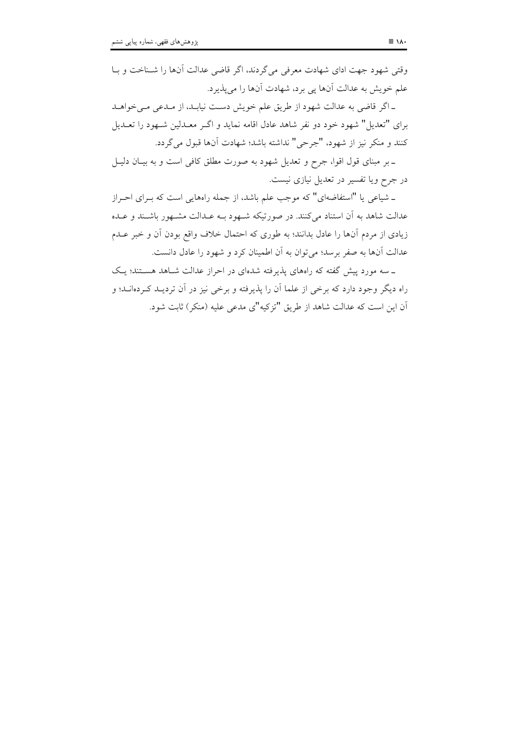وقتی شهود جهت ادای شهادت معرفی می‌گردند، اگر قاضی عدالت آن‌ها را شناخت و با علم خویش به عدالت آن‌ها پی برد، شهادت آن‌ها را می‌پذیرد.

ـ اگر قاضی به عدالت شهود از طریق علم خویش دست نیابد، از مدعی می‌خواهد برای "تعدیل" شهود خود دو نفر شاهد عادل اقامه نماید و اگر معدلین شهود را تعدیل کنند و منکر نیز از شهود، "جرحی" نداشته باشد؛ شهادت آن‌ها قبول می‌گردد.

ـ بر مبنای قول اقوا، جرح و تعدیل شهود به صورت مطلق کافی است و به بیان دلیل در جرح ویا تفسیر در تعدیل نیازی نیست.

ـ شیاعی یا "استفاضه‌ای" که موجب علم باشد، از جمله راه‌هایی است که برای احراز عدالت شاهد به آن استناد می‌کنند. در صورتیکه شهود بـه عدالت مشهور باشند و عده زیادی از مردم آن‌ها را عادل بدانند؛ به طوری که احتمال خلاف واقع بودن آن و خبر عدم عدالت آن‌ها به صفر برسد؛ می‌توان به آن اطمینان کرد و شهود را عادل دانست.

ـ سه مورد پیش گفته که راه‌های پذیرفته شده‌ای در احراز عدالت شاهد هستند؛ یک راه دیگر وجود دارد که برخی از علما آن را پذیرفته و برخی نیز در آن تردید کرده‌اند؛ و آن این است که عدالت شاهد از طریق "تزکیه"ی مدعی علیه (منکر) ثابت شود.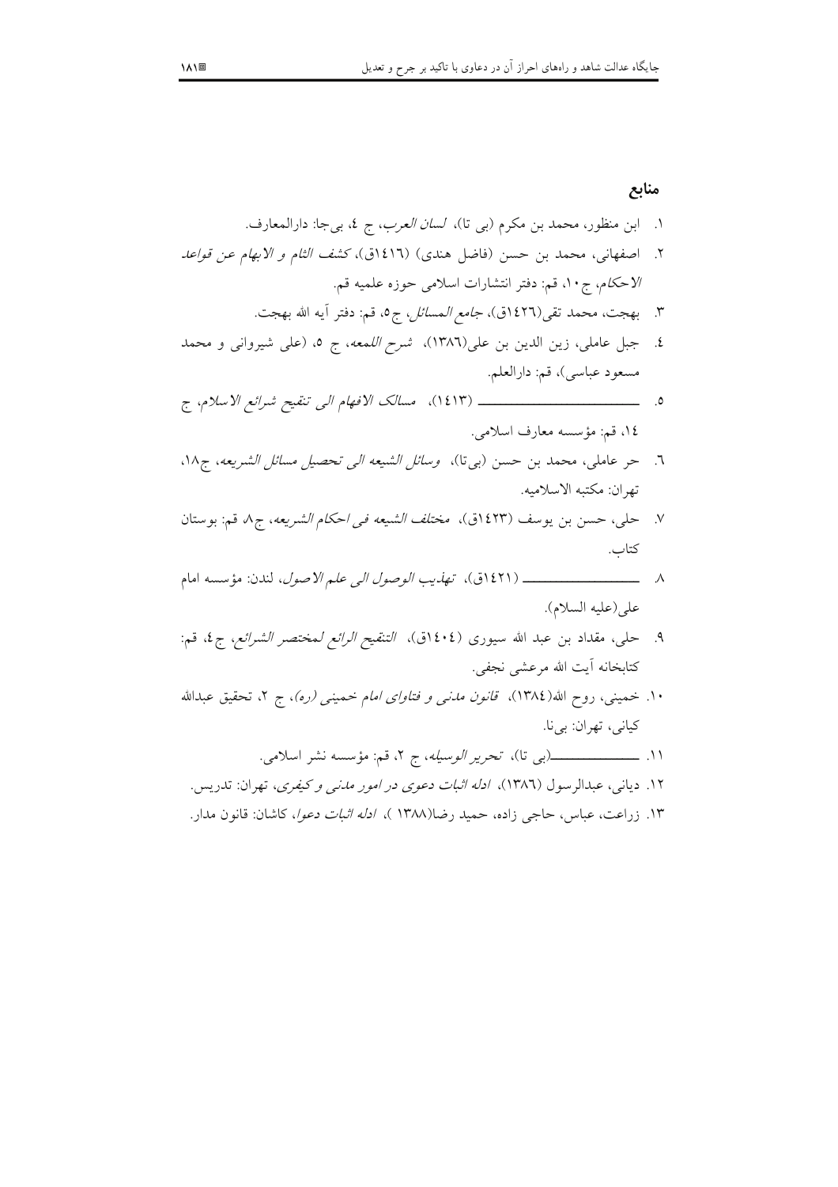## منابع

۱. ابن منظور، محمد بن مکرم (بی تا)، *لسان العرب*، ج ٤، بی‌جا: دارالمعارف.

۲. اصفهانی، محمد بن حسن (فاضل هندی) (١٤١٦ق)، *کشف الثام و الابهام عن قواعد الاحکام*، ج ١٠، قم: دفتر انتشارات اسلامی حوزه علمیه قم.

۳. بهجت، محمد تقی(١٤٢٦ق)، *جامع المسائل*، ج٥، قم: دفتر آیه الله بهجت.

٤. جبل عاملی، زین الدین بن علی(١٣٨٦)، *شرح اللمعه*، ج ٥، (علی شیروانی و محمد مسعود عباسی)، قم: دارالعلم.

٥. ـــــــــــــــــــــــ (١٤١٣)، *مسالک الافهام الی تنقیح شرائع الاسلام*، ج ١٤، قم: مؤسسه معارف اسلامی.

٦. حر عاملی، محمد بن حسن (بی‌تا)، *وسائل الشیعه الی تحصیل مسائل الشریعه*، ج١٨، تهران: مکتبه الاسلامیه.

٧. حلی، حسن بن یوسف (١٤٢٣ق)، *مختلف الشیعه فی احکام الشریعه*، ج٨ قم: بوستان کتاب.

٨. ـــــــــــــــــــــ (١٤٢١ق)، *تهذیب الوصول الی علم الاصول*، لندن: مؤسسه امام علی(علیه السلام).

٩. حلی، مقداد بن عبد الله سیوری (١٤٠٤ق)، *التنقیح الرائع لمختصر الشرائع*، ج ٤، قم: کتابخانه آیت الله مرعشی نجفی.

١٠. خمینی، روح الله(١٣٨٤)، *قانون مدنی و فتاوای امام خمینی (ره)*، ج ٢، تحقیق عبدالله کیانی، تهران: بی‌نا.

١١. ـــــــــــــ(بی تا)، *تحریر الوسیله*، ج ٢، قم: مؤسسه نشر اسلامی.

١٢. دیانی، عبدالرسول (١٣٨٦)، *ادله اثبات دعوی در امور مدنی و کیفری*، تهران: تدریس.

١٣. زراعت، عباس، حاجی زاده، حمید رضا(١٣٨٨ )، *ادله اثبات دعوا*، کاشان: قانون مدار.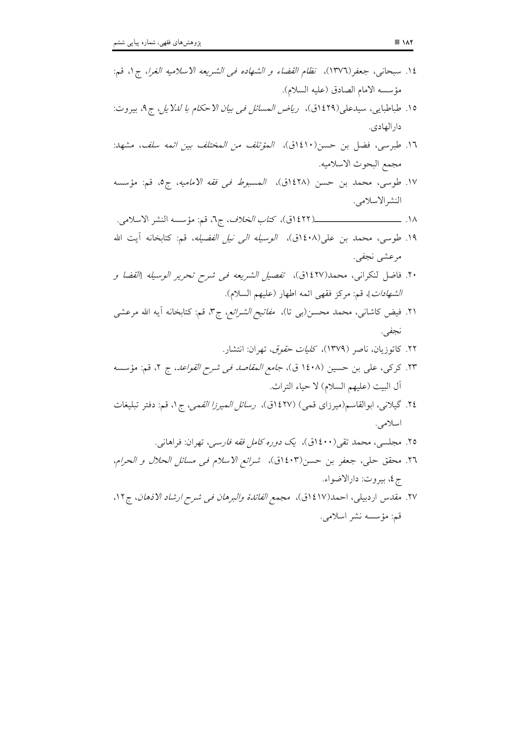۱۴. سبحانی، جعفر(۱۳۷٦)، *نظام القضاء و الشهاده فی الشریعه الاسلامیه الغرا*، ج۱، قم: مؤسسه الامام الصادق (علیه السلام).

۱۵. طباطبایی، سیدعلی(۱٤۲۹ق)، *ریاض المسائل فی بیان الاحکام با لدلایل*، ج۹، بیروت: دارالهادی.

۱٦. طبرسی، فضل بن حسن(۱٤۱۰ق)، *المؤتلف من المختلف بین ائمه سلف*، مشهد: مجمع البحوث الاسلامیه.

۱۷. طوسی، محمد بن حسن (۱٤۲۸ق)، *المسبوط فی فقه الامامیه*، ج۵، قم: مؤسسه النشرالاسلامی.

۱۸. ــــــــــــــــــــــ(۱٤۲۲ق)، *کتاب الخلاف*، ج٦، قم: مؤسسه النشر الاسلامی.

۱۹. طوسی، محمد بن علی(۱٤۰۸ق)، *الوسیله الی نیل الفضیله*، قم: کتابخانه آیت الله مرعشی نجفی.

۲۰. فاضل لنکرانی، محمد(۱٤۲۷ق)، *تفصیل الشریعه فی شرح تحریر الوسیله [القضا و الشهادات]*، قم: مرکز فقهی ائمه اطهار (علیهم السلام).

۲۱. فیض کاشانی، محمد محسن(بی تا)، *مفاتیح الشرائع*، ج۳، قم: کتابخانه آیه الله مرعشی نجفی.

۲۲. کاتوزیان، ناصر (۱۳۷۹)، *کلیات حقوق*، تهران: انتشار.

۲۳. کرکی، علی بن حسین (۱٤۰۸ ق)، *جامع المقاصد فی شرح القواعد*، ج ۲، قم: مؤسسه آل البیت (علیهم السلام) لا حیاء التراث.

۲٤. گیلانی، ابوالقاسم(میرزای قمی) (۱٤۲۷ق)، *رسائل المیرزا القمی*، ج۱، قم: دفتر تبلیغات اسلامی.

۲۵. مجلسی، محمد تقی(۱٤۰۰ق)، *یک دوره کامل فقه فارسی*، تهران: فراهانی.

۲٦. محقق حلی، جعفر بن حسن(۱٤۰۳ق)، *شرائع الاسلام فی مسائل الحلال و الحرام*، ج٤، بیروت: دارالاضواء.

۲۷. مقدس اردبیلی، احمد(۱٤۱۷ق)، *مجمع الفائدة والبرهان فی شرح ارشاد الاذهان*، ج۱۲، قم: مؤسسه نشر اسلامی.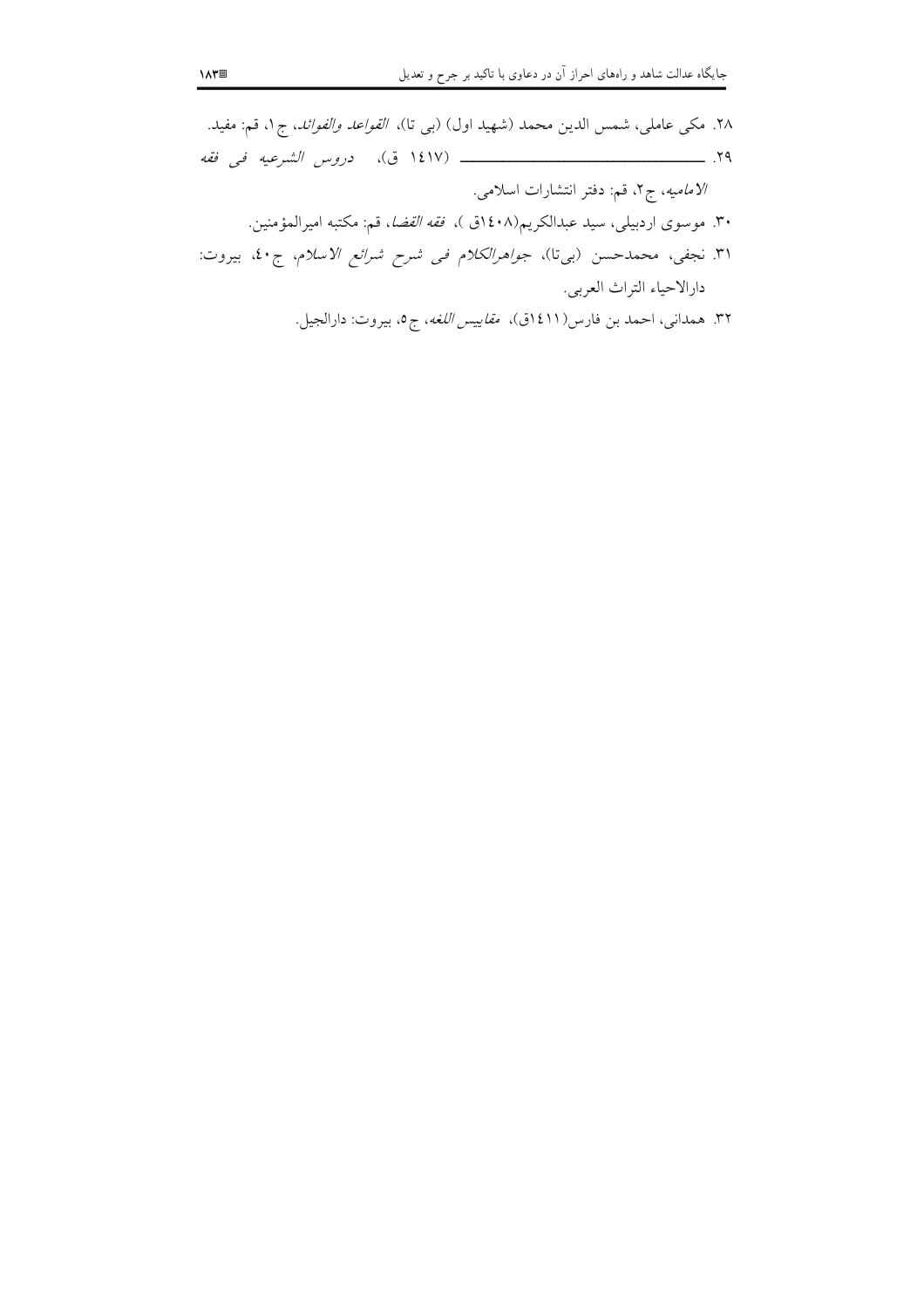۲۸. مکی عاملی، شمس الدین محمد (شهید اول) (بی تا)، *القواعد والفوائد*، ج۱، قم: مفید.

۲۹. ـــــــــــــــــــــــ (۱٤۱۷ ق)، *دروس الشرعیه فی فقه الامامیه*، ج۲، قم: دفتر انتشارات اسلامی.

۳۰. موسوی اردبیلی، سید عبدالکریم(۱٤۰۸ق )، *فقه القضا*، قم: مکتبه امیرالمؤمنین.

۳۱. نجفی، محمدحسن (بی‌تا)، *جواهرالکلام فی شرح شرائع الاسلام*، ج٤۰، بیروت: دارالاحیاء التراث العربی.

۳۲. همدانی، احمد بن فارس(۱٤۱۱ق)، *مقاییس اللغه*، ج۵، بیروت: دارالجیل.